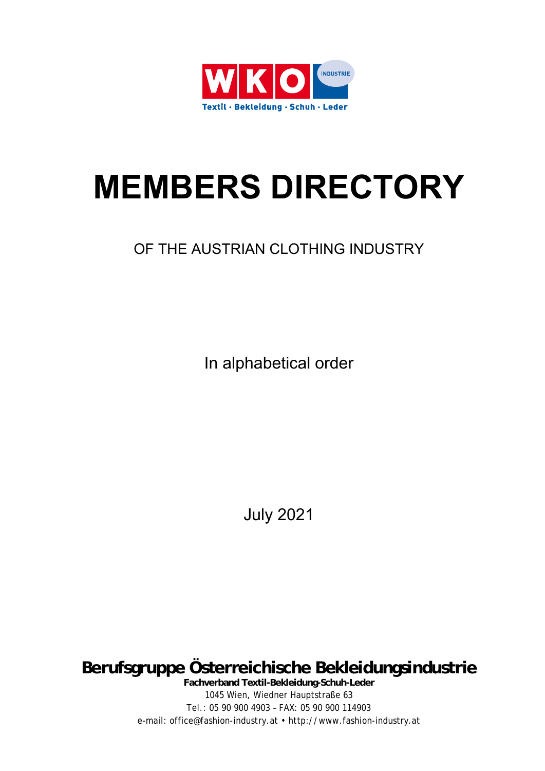WKO INDUSTRIE

Textil · Bekleidung · Schuh · Leder

# MEMBERS DIRECTORY

## OF THE AUSTRIAN CLOTHING INDUSTRY

In alphabetical order

July 2021

**Berufsgruppe Österreichische Bekleidungsindustrie**

**Fachverband Textil-Bekleidung-Schuh-Leder**

1045 Wien, Wiedner Hauptstraße 63

Tel.: 05 90 900 4903 – FAX: 05 90 900 114903

e-mail: office@fashion-industry.at • http://www.fashion-industry.at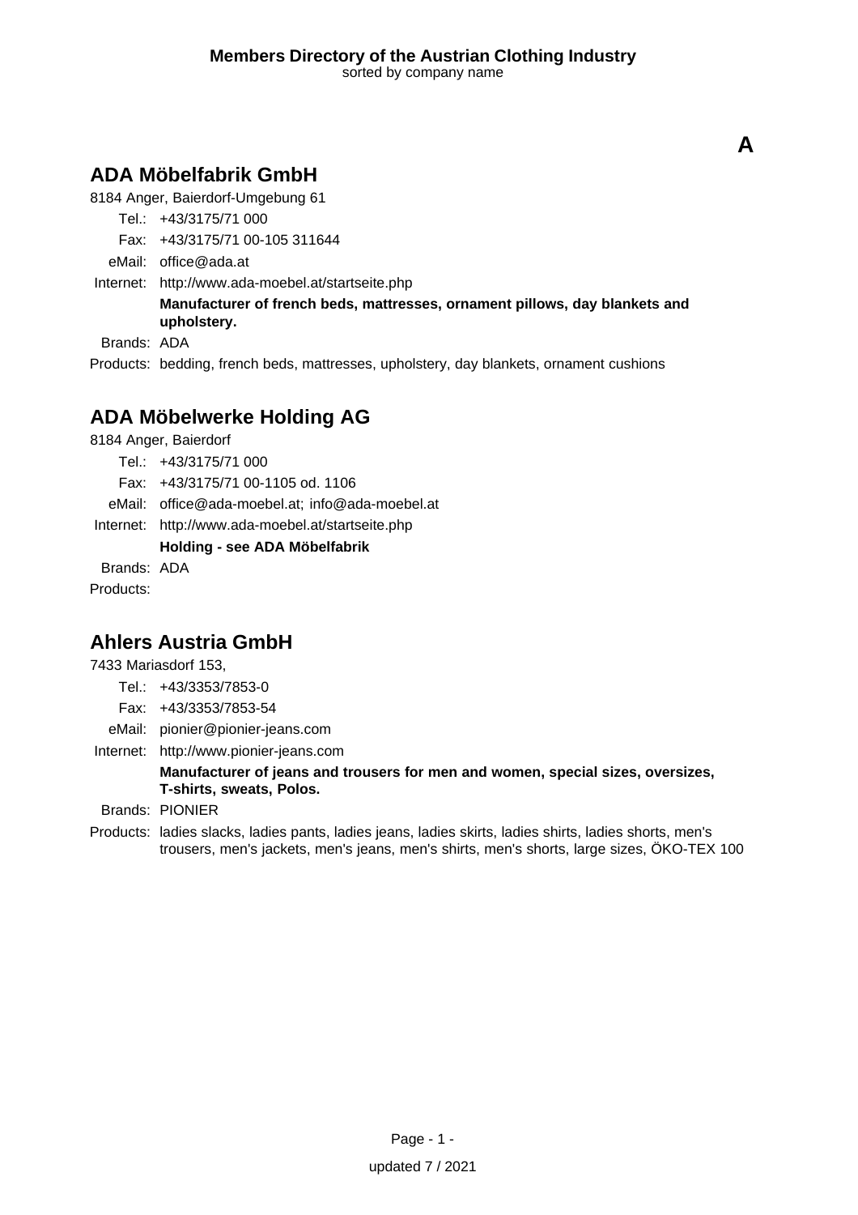# A

## ADA Möbelfabrik GmbH

8184 Anger, Baierdorf-Umgebung 61

Tel.: +43/3175/71 000

Fax: +43/3175/71 00-105 311644

eMail: office@ada.at

Internet: http://www.ada-moebel.at/startseite.php

**Manufacturer of french beds, mattresses, ornament pillows, day blankets and upholstery.**

Brands: ADA

Products: bedding, french beds, mattresses, upholstery, day blankets, ornament cushions

## ADA Möbelwerke Holding AG

8184 Anger, Baierdorf

Tel.: +43/3175/71 000

Fax: +43/3175/71 00-1105 od. 1106

eMail: office@ada-moebel.at; info@ada-moebel.at

Internet: http://www.ada-moebel.at/startseite.php

**Holding - see ADA Möbelfabrik**

Brands: ADA

Products:

## Ahlers Austria GmbH

7433 Mariasdorf 153,

Tel.: +43/3353/7853-0

Fax: +43/3353/7853-54

eMail: pionier@pionier-jeans.com

Internet: http://www.pionier-jeans.com

**Manufacturer of jeans and trousers for men and women, special sizes, oversizes, T-shirts, sweats, Polos.**

Brands: PIONIER

Products: ladies slacks, ladies pants, ladies jeans, ladies skirts, ladies shirts, ladies shorts, men's trousers, men's jackets, men's jeans, men's shirts, men's shorts, large sizes, ÖKO-TEX 100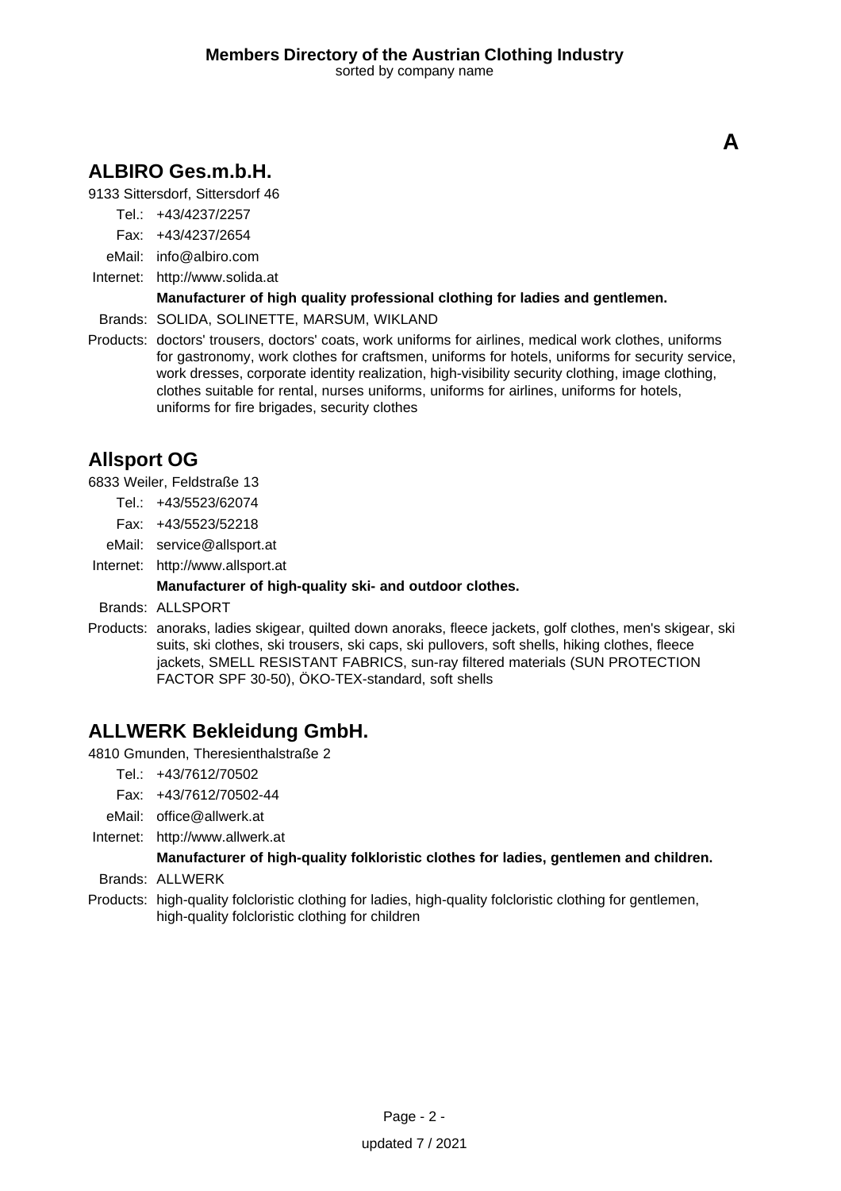**A**

## ALBIRO Ges.m.b.H.

9133 Sittersdorf, Sittersdorf 46

Tel.: +43/4237/2257
Fax: +43/4237/2654
eMail: info@albiro.com
Internet: http://www.solida.at

**Manufacturer of high quality professional clothing for ladies and gentlemen.**

Brands: SOLIDA, SOLINETTE, MARSUM, WIKLAND

Products: doctors' trousers, doctors' coats, work uniforms for airlines, medical work clothes, uniforms for gastronomy, work clothes for craftsmen, uniforms for hotels, uniforms for security service, work dresses, corporate identity realization, high-visibility security clothing, image clothing, clothes suitable for rental, nurses uniforms, uniforms for airlines, uniforms for hotels, uniforms for fire brigades, security clothes

## Allsport OG

6833 Weiler, Feldstraße 13

Tel.: +43/5523/62074
Fax: +43/5523/52218
eMail: service@allsport.at
Internet: http://www.allsport.at

**Manufacturer of high-quality ski- and outdoor clothes.**

Brands: ALLSPORT

Products: anoraks, ladies skigear, quilted down anoraks, fleece jackets, golf clothes, men's skigear, ski suits, ski clothes, ski trousers, ski caps, ski pullovers, soft shells, hiking clothes, fleece jackets, SMELL RESISTANT FABRICS, sun-ray filtered materials (SUN PROTECTION FACTOR SPF 30-50), ÖKO-TEX-standard, soft shells

## ALLWERK Bekleidung GmbH.

4810 Gmunden, Theresienthalstraße 2

Tel.: +43/7612/70502
Fax: +43/7612/70502-44
eMail: office@allwerk.at
Internet: http://www.allwerk.at

**Manufacturer of high-quality folkloristic clothes for ladies, gentlemen and children.**

Brands: ALLWERK

Products: high-quality folcloristic clothing for ladies, high-quality folcloristic clothing for gentlemen, high-quality folcloristic clothing for children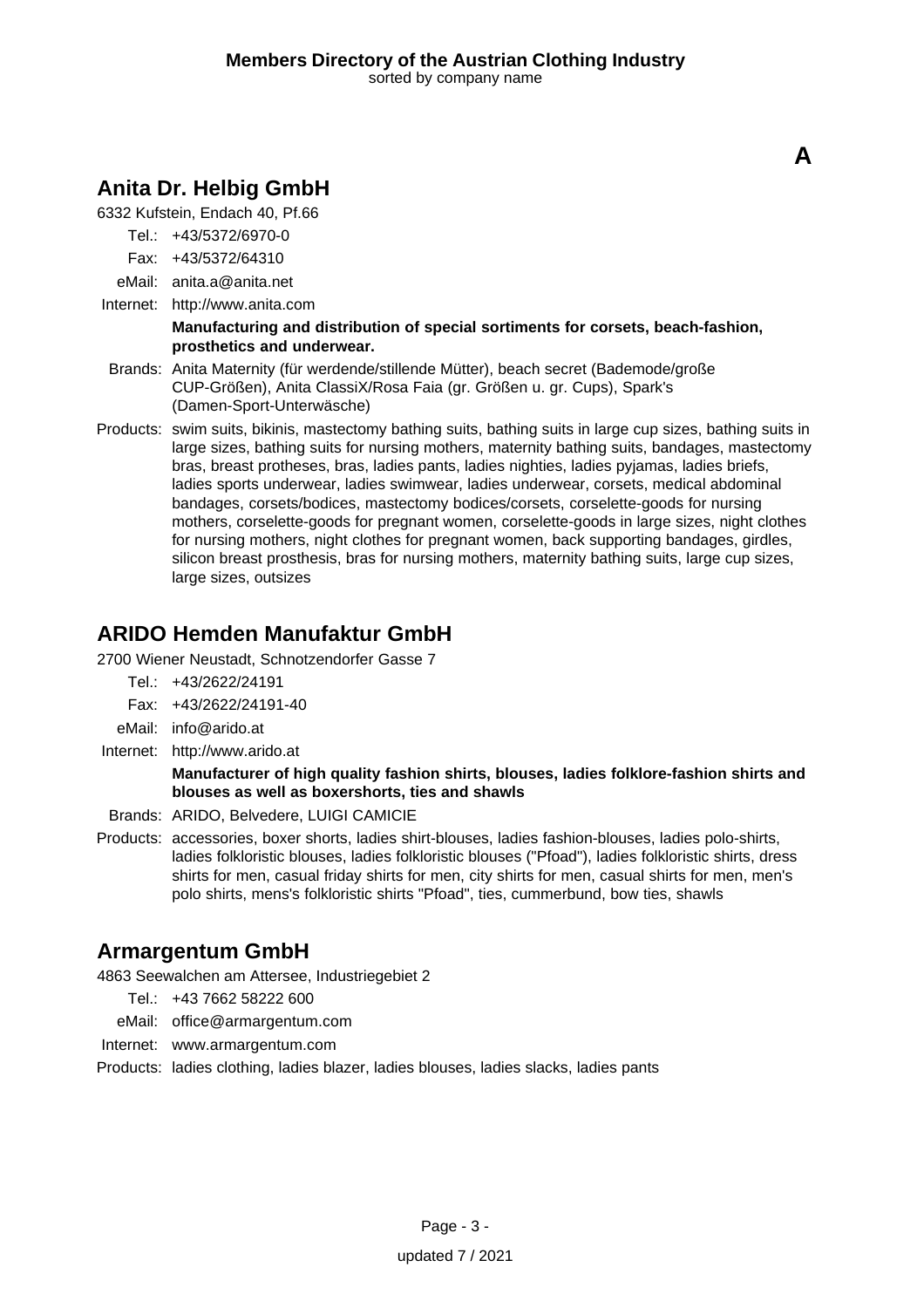**A**

## Anita Dr. Helbig GmbH

6332 Kufstein, Endach 40, Pf.66

Tel.: +43/5372/6970-0

Fax: +43/5372/64310

eMail: anita.a@anita.net

Internet: http://www.anita.com

**Manufacturing and distribution of special sortiments for corsets, beach-fashion, prosthetics and underwear.**

Brands: Anita Maternity (für werdende/stillende Mütter), beach secret (Bademode/große CUP-Größen), Anita ClassiX/Rosa Faia (gr. Größen u. gr. Cups), Spark's (Damen-Sport-Unterwäsche)

Products: swim suits, bikinis, mastectomy bathing suits, bathing suits in large cup sizes, bathing suits in large sizes, bathing suits for nursing mothers, maternity bathing suits, bandages, mastectomy bras, breast protheses, bras, ladies pants, ladies nighties, ladies pyjamas, ladies briefs, ladies sports underwear, ladies swimwear, ladies underwear, corsets, medical abdominal bandages, corsets/bodices, mastectomy bodices/corsets, corselette-goods for nursing mothers, corselette-goods for pregnant women, corselette-goods in large sizes, night clothes for nursing mothers, night clothes for pregnant women, back supporting bandages, girdles, silicon breast prosthesis, bras for nursing mothers, maternity bathing suits, large cup sizes, large sizes, outsizes

## ARIDO Hemden Manufaktur GmbH

2700 Wiener Neustadt, Schnotzendorfer Gasse 7

Tel.: +43/2622/24191

Fax: +43/2622/24191-40

eMail: info@arido.at

Internet: http://www.arido.at

**Manufacturer of high quality fashion shirts, blouses, ladies folklore-fashion shirts and blouses as well as boxershorts, ties and shawls**

Brands: ARIDO, Belvedere, LUIGI CAMICIE

Products: accessories, boxer shorts, ladies shirt-blouses, ladies fashion-blouses, ladies polo-shirts, ladies folkloristic blouses, ladies folkloristic blouses ("Pfoad"), ladies folkloristic shirts, dress shirts for men, casual friday shirts for men, city shirts for men, casual shirts for men, men's polo shirts, mens's folkloristic shirts "Pfoad", ties, cummerbund, bow ties, shawls

## Armargentum GmbH

4863 Seewalchen am Attersee, Industriegebiet 2

Tel.: +43 7662 58222 600

eMail: office@armargentum.com

Internet: www.armargentum.com

Products: ladies clothing, ladies blazer, ladies blouses, ladies slacks, ladies pants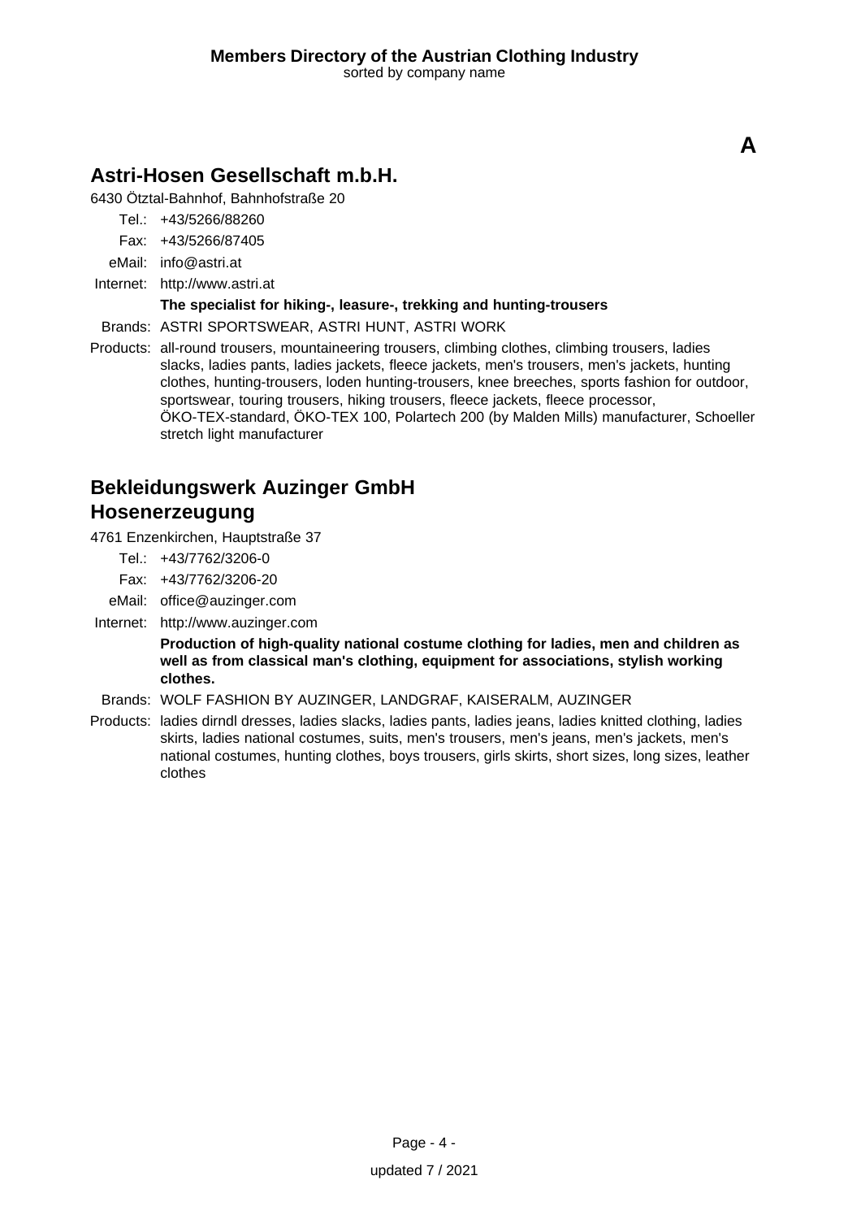**A**

## Astri-Hosen Gesellschaft m.b.H.

6430 Ötztal-Bahnhof, Bahnhofstraße 20

Tel.: +43/5266/88260

Fax: +43/5266/87405

eMail: info@astri.at

Internet: http://www.astri.at

**The specialist for hiking-, leasure-, trekking and hunting-trousers**

Brands: ASTRI SPORTSWEAR, ASTRI HUNT, ASTRI WORK

Products: all-round trousers, mountaineering trousers, climbing clothes, climbing trousers, ladies slacks, ladies pants, ladies jackets, fleece jackets, men's trousers, men's jackets, hunting clothes, hunting-trousers, loden hunting-trousers, knee breeches, sports fashion for outdoor, sportswear, touring trousers, hiking trousers, fleece jackets, fleece processor, ÖKO-TEX-standard, ÖKO-TEX 100, Polartech 200 (by Malden Mills) manufacturer, Schoeller stretch light manufacturer

## Bekleidungswerk Auzinger GmbH Hosenerzeugung

4761 Enzenkirchen, Hauptstraße 37

Tel.: +43/7762/3206-0

Fax: +43/7762/3206-20

eMail: office@auzinger.com

Internet: http://www.auzinger.com

**Production of high-quality national costume clothing for ladies, men and children as well as from classical man's clothing, equipment for associations, stylish working clothes.**

Brands: WOLF FASHION BY AUZINGER, LANDGRAF, KAISERALM, AUZINGER

Products: ladies dirndl dresses, ladies slacks, ladies pants, ladies jeans, ladies knitted clothing, ladies skirts, ladies national costumes, suits, men's trousers, men's jeans, men's jackets, men's national costumes, hunting clothes, boys trousers, girls skirts, short sizes, long sizes, leather clothes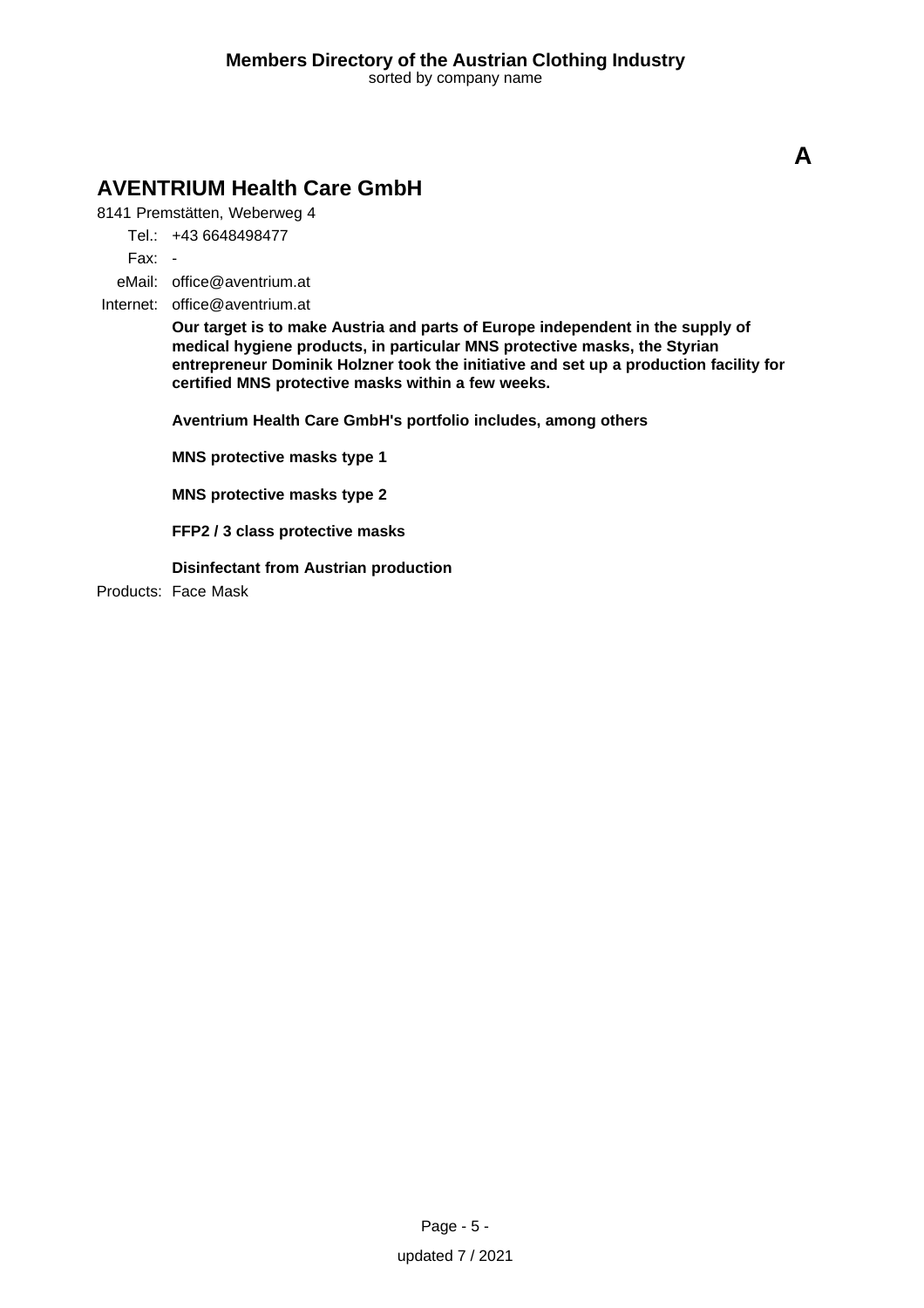A

## AVENTRIUM Health Care GmbH

8141 Premstätten, Weberweg 4

Tel.: +43 6648498477

Fax: -

eMail: office@aventrium.at

Internet: office@aventrium.at

**Our target is to make Austria and parts of Europe independent in the supply of medical hygiene products, in particular MNS protective masks, the Styrian entrepreneur Dominik Holzner took the initiative and set up a production facility for certified MNS protective masks within a few weeks.**

**Aventrium Health Care GmbH's portfolio includes, among others**

**MNS protective masks type 1**

**MNS protective masks type 2**

**FFP2 / 3 class protective masks**

**Disinfectant from Austrian production**

Products: Face Mask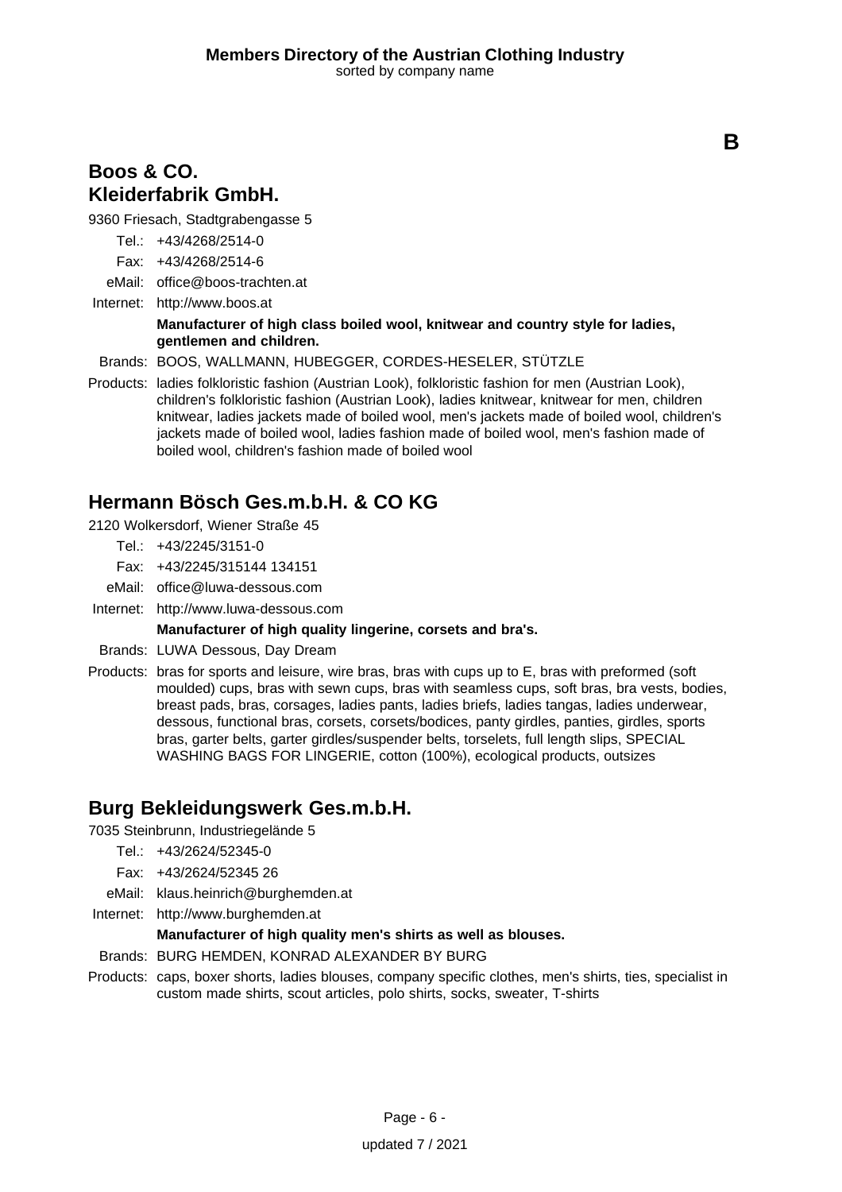**B**

## Boos & CO. Kleiderfabrik GmbH.

9360 Friesach, Stadtgrabengasse 5

Tel.: +43/4268/2514-0
Fax: +43/4268/2514-6
eMail: office@boos-trachten.at
Internet: http://www.boos.at

**Manufacturer of high class boiled wool, knitwear and country style for ladies, gentlemen and children.**

Brands: BOOS, WALLMANN, HUBEGGER, CORDES-HESELER, STÜTZLE

Products: ladies folkloristic fashion (Austrian Look), folkloristic fashion for men (Austrian Look), children's folkloristic fashion (Austrian Look), ladies knitwear, knitwear for men, children knitwear, ladies jackets made of boiled wool, men's jackets made of boiled wool, children's jackets made of boiled wool, ladies fashion made of boiled wool, men's fashion made of boiled wool, children's fashion made of boiled wool

## Hermann Bösch Ges.m.b.H. & CO KG

2120 Wolkersdorf, Wiener Straße 45

Tel.: +43/2245/3151-0
Fax: +43/2245/315144 134151
eMail: office@luwa-dessous.com
Internet: http://www.luwa-dessous.com

**Manufacturer of high quality lingerine, corsets and bra's.**

Brands: LUWA Dessous, Day Dream

Products: bras for sports and leisure, wire bras, bras with cups up to E, bras with preformed (soft moulded) cups, bras with sewn cups, bras with seamless cups, soft bras, bra vests, bodies, breast pads, bras, corsages, ladies pants, ladies briefs, ladies tangas, ladies underwear, dessous, functional bras, corsets, corsets/bodices, panty girdles, panties, girdles, sports bras, garter belts, garter girdles/suspender belts, torselets, full length slips, SPECIAL WASHING BAGS FOR LINGERIE, cotton (100%), ecological products, outsizes

## Burg Bekleidungswerk Ges.m.b.H.

7035 Steinbrunn, Industriegelände 5

Tel.: +43/2624/52345-0
Fax: +43/2624/52345 26
eMail: klaus.heinrich@burghemden.at
Internet: http://www.burghemden.at

**Manufacturer of high quality men's shirts as well as blouses.**

Brands: BURG HEMDEN, KONRAD ALEXANDER BY BURG

Products: caps, boxer shorts, ladies blouses, company specific clothes, men's shirts, ties, specialist in custom made shirts, scout articles, polo shirts, socks, sweater, T-shirts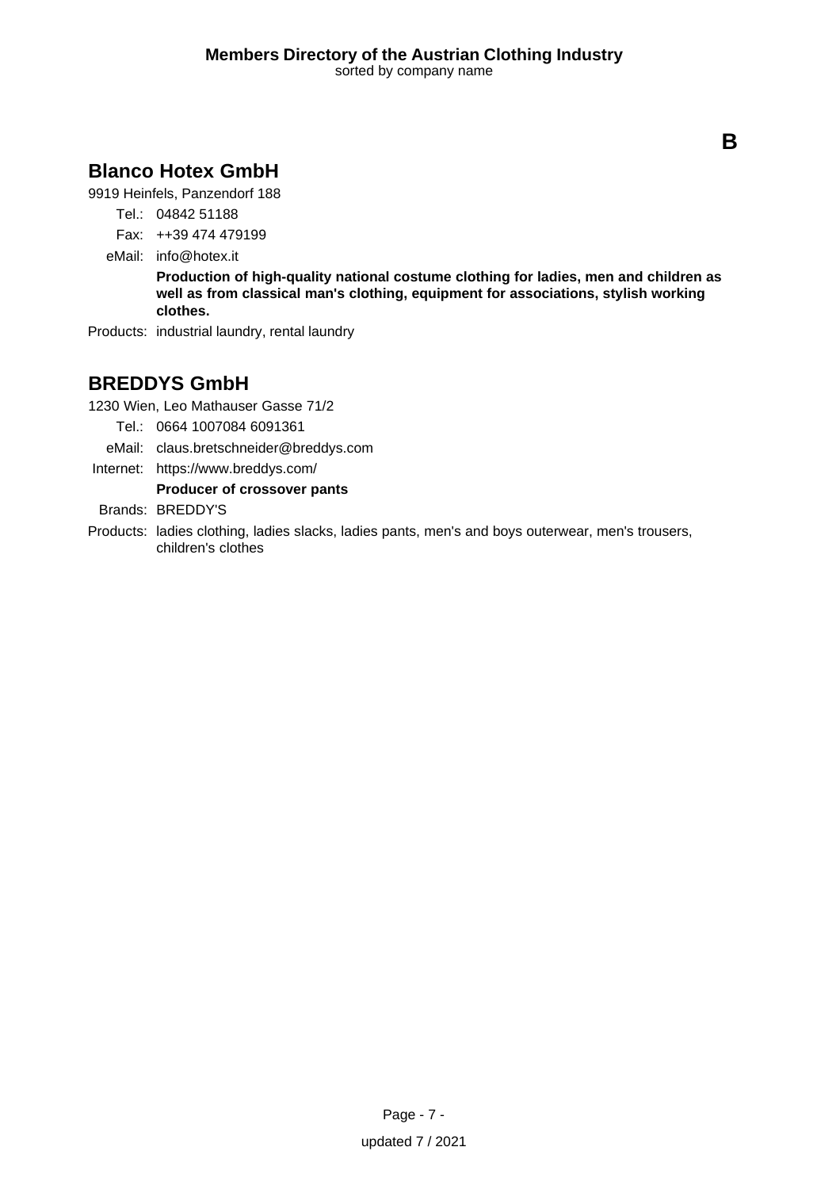## Blanco Hotex GmbH

9919 Heinfels, Panzendorf 188

Tel.: 04842 51188

Fax: ++39 474 479199

eMail: info@hotex.it

**Production of high-quality national costume clothing for ladies, men and children as well as from classical man's clothing, equipment for associations, stylish working clothes.**

Products: industrial laundry, rental laundry

## BREDDYS GmbH

1230 Wien, Leo Mathauser Gasse 71/2

Tel.: 0664 1007084 6091361

eMail: claus.bretschneider@breddys.com

Internet: https://www.breddys.com/

**Producer of crossover pants**

Brands: BREDDY'S

Products: ladies clothing, ladies slacks, ladies pants, men's and boys outerwear, men's trousers, children's clothes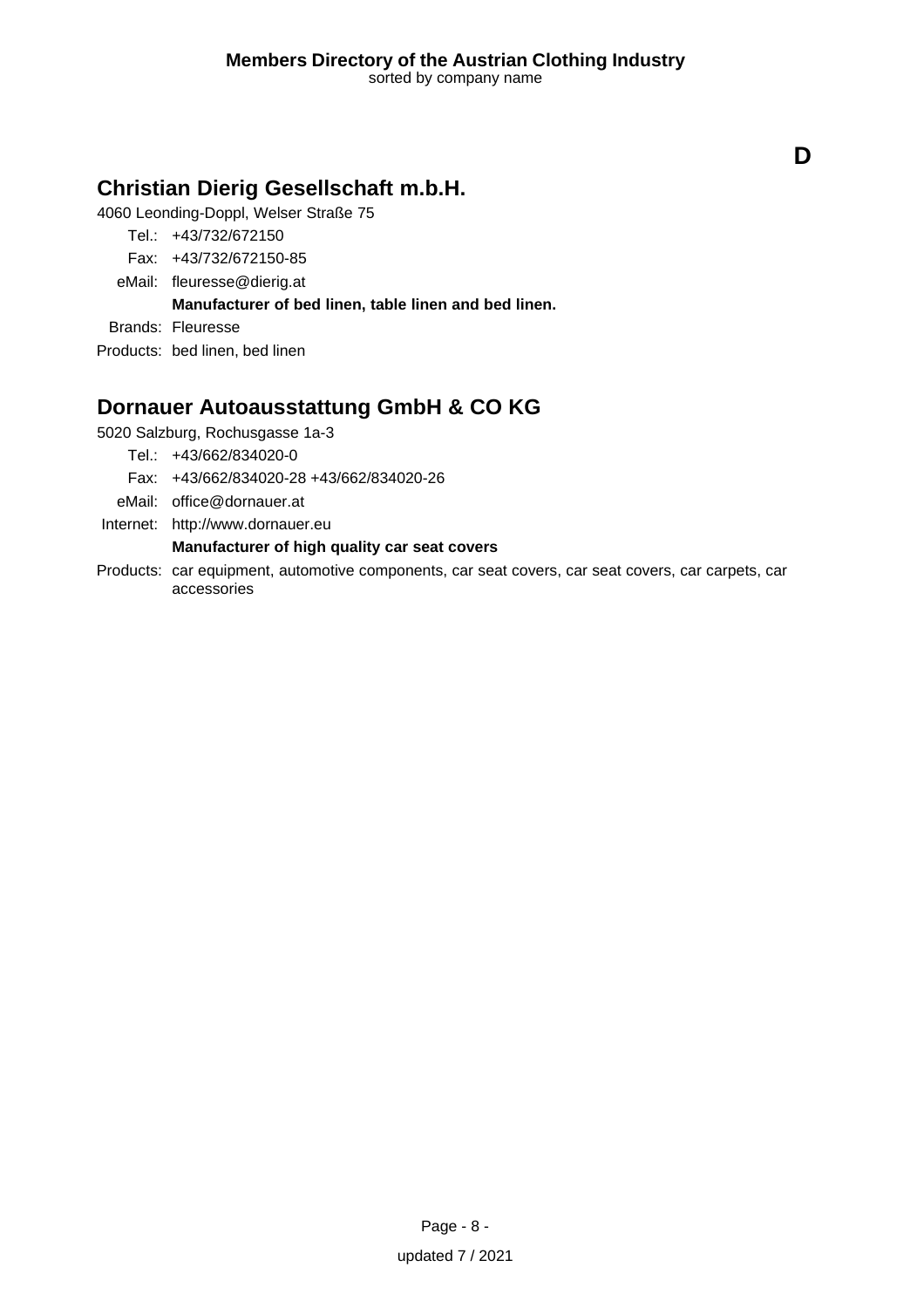**D**

## Christian Dierig Gesellschaft m.b.H.

4060 Leonding-Doppl, Welser Straße 75

Tel.: +43/732/672150

Fax: +43/732/672150-85

eMail: fleuresse@dierig.at

**Manufacturer of bed linen, table linen and bed linen.**

Brands: Fleuresse

Products: bed linen, bed linen

## Dornauer Autoausstattung GmbH & CO KG

5020 Salzburg, Rochusgasse 1a-3

Tel.: +43/662/834020-0

Fax: +43/662/834020-28 +43/662/834020-26

eMail: office@dornauer.at

Internet: http://www.dornauer.eu

**Manufacturer of high quality car seat covers**

Products: car equipment, automotive components, car seat covers, car seat covers, car carpets, car accessories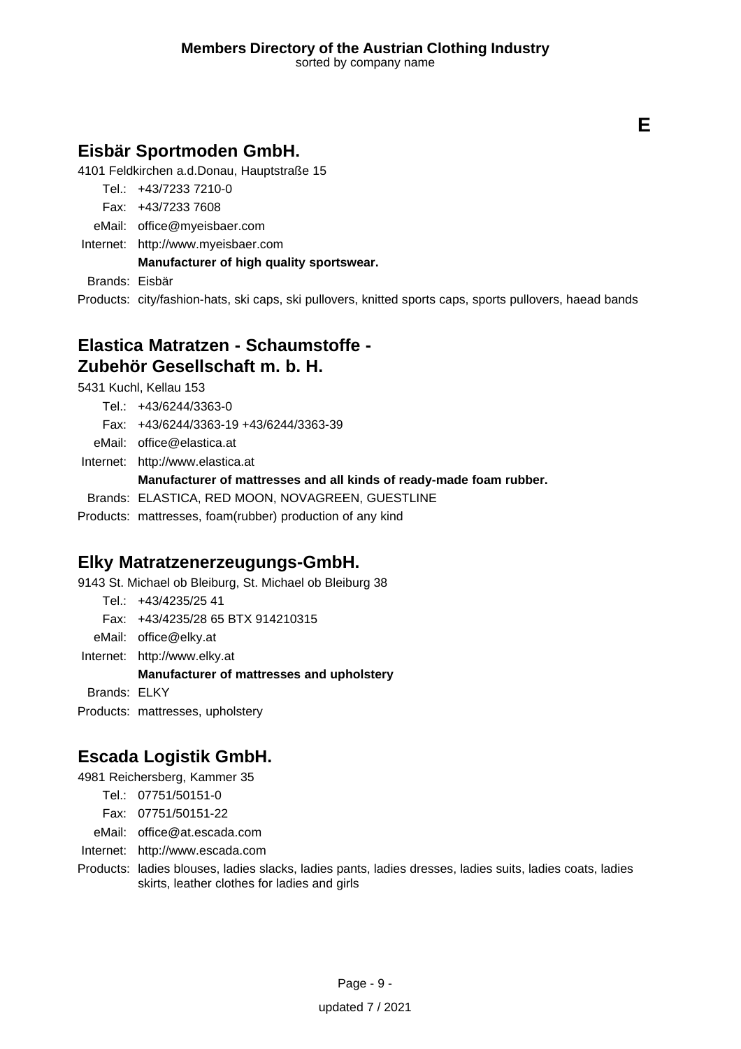**E**

## Eisbär Sportmoden GmbH.

4101 Feldkirchen a.d.Donau, Hauptstraße 15

Tel.: +43/7233 7210-0
Fax: +43/7233 7608
eMail: office@myeisbaer.com
Internet: http://www.myeisbaer.com

**Manufacturer of high quality sportswear.**

Brands: Eisbär
Products: city/fashion-hats, ski caps, ski pullovers, knitted sports caps, sports pullovers, haead bands

## Elastica Matratzen - Schaumstoffe - Zubehör Gesellschaft m. b. H.

5431 Kuchl, Kellau 153

Tel.: +43/6244/3363-0
Fax: +43/6244/3363-19 +43/6244/3363-39
eMail: office@elastica.at
Internet: http://www.elastica.at

**Manufacturer of mattresses and all kinds of ready-made foam rubber.**

Brands: ELASTICA, RED MOON, NOVAGREEN, GUESTLINE
Products: mattresses, foam(rubber) production of any kind

## Elky Matratzenerzeugungs-GmbH.

9143 St. Michael ob Bleiburg, St. Michael ob Bleiburg 38

Tel.: +43/4235/25 41
Fax: +43/4235/28 65 BTX 914210315
eMail: office@elky.at
Internet: http://www.elky.at

**Manufacturer of mattresses and upholstery**

Brands: ELKY
Products: mattresses, upholstery

## Escada Logistik GmbH.

4981 Reichersberg, Kammer 35

Tel.: 07751/50151-0
Fax: 07751/50151-22
eMail: office@at.escada.com
Internet: http://www.escada.com
Products: ladies blouses, ladies slacks, ladies pants, ladies dresses, ladies suits, ladies coats, ladies skirts, leather clothes for ladies and girls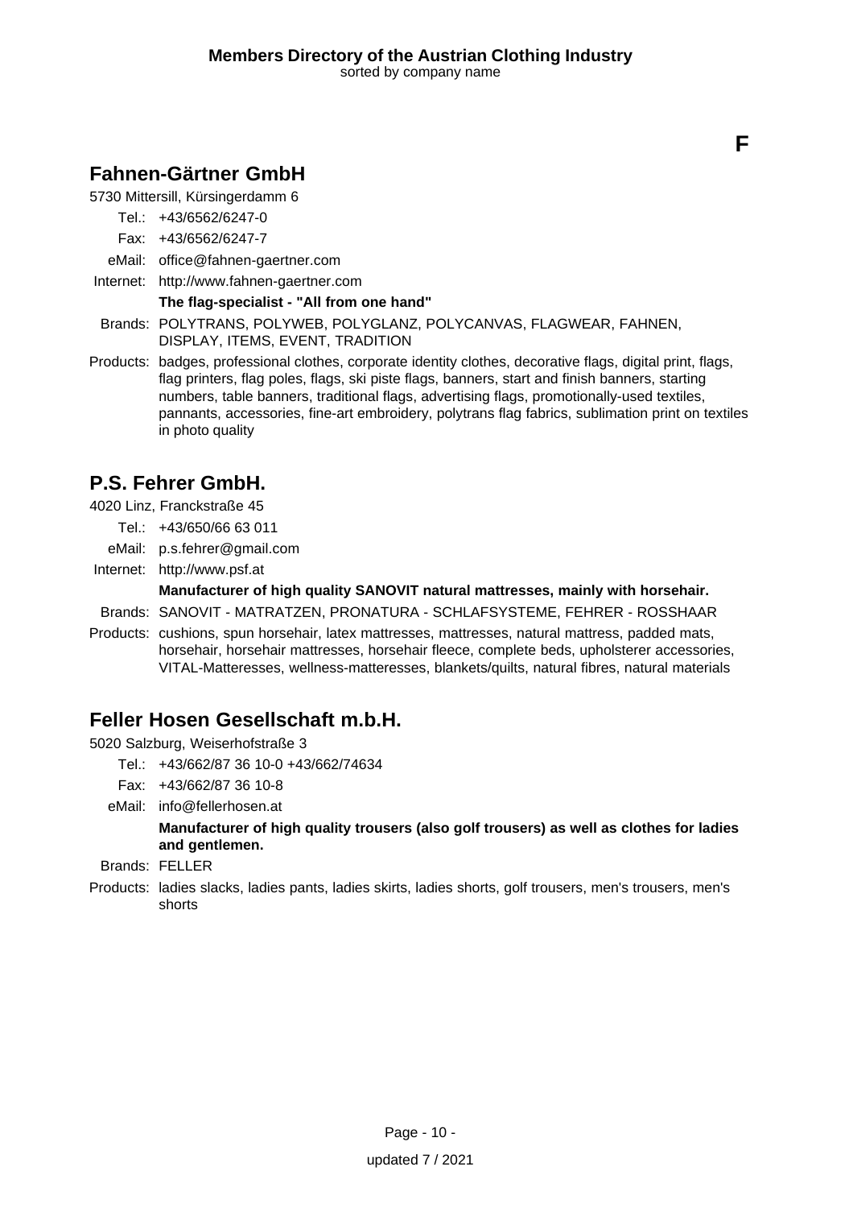**F**

## Fahnen-Gärtner GmbH

5730 Mittersill, Kürsingerdamm 6

Tel.: +43/6562/6247-0

Fax: +43/6562/6247-7

eMail: office@fahnen-gaertner.com

Internet: http://www.fahnen-gaertner.com

**The flag-specialist - "All from one hand"**

Brands: POLYTRANS, POLYWEB, POLYGLANZ, POLYCANVAS, FLAGWEAR, FAHNEN, DISPLAY, ITEMS, EVENT, TRADITION

Products: badges, professional clothes, corporate identity clothes, decorative flags, digital print, flags, flag printers, flag poles, flags, ski piste flags, banners, start and finish banners, starting numbers, table banners, traditional flags, advertising flags, promotionally-used textiles, pannants, accessories, fine-art embroidery, polytrans flag fabrics, sublimation print on textiles in photo quality

## P.S. Fehrer GmbH.

4020 Linz, Franckstraße 45

Tel.: +43/650/66 63 011

eMail: p.s.fehrer@gmail.com

Internet: http://www.psf.at

**Manufacturer of high quality SANOVIT natural mattresses, mainly with horsehair.**

Brands: SANOVIT - MATRATZEN, PRONATURA - SCHLAFSYSTEME, FEHRER - ROSSHAAR

Products: cushions, spun horsehair, latex mattresses, mattresses, natural mattress, padded mats, horsehair, horsehair mattresses, horsehair fleece, complete beds, upholsterer accessories, VITAL-Matteresses, wellness-matteresses, blankets/quilts, natural fibres, natural materials

## Feller Hosen Gesellschaft m.b.H.

5020 Salzburg, Weiserhofstraße 3

Tel.: +43/662/87 36 10-0 +43/662/74634

Fax: +43/662/87 36 10-8

eMail: info@fellerhosen.at

**Manufacturer of high quality trousers (also golf trousers) as well as clothes for ladies and gentlemen.**

Brands: FELLER

Products: ladies slacks, ladies pants, ladies skirts, ladies shorts, golf trousers, men's trousers, men's shorts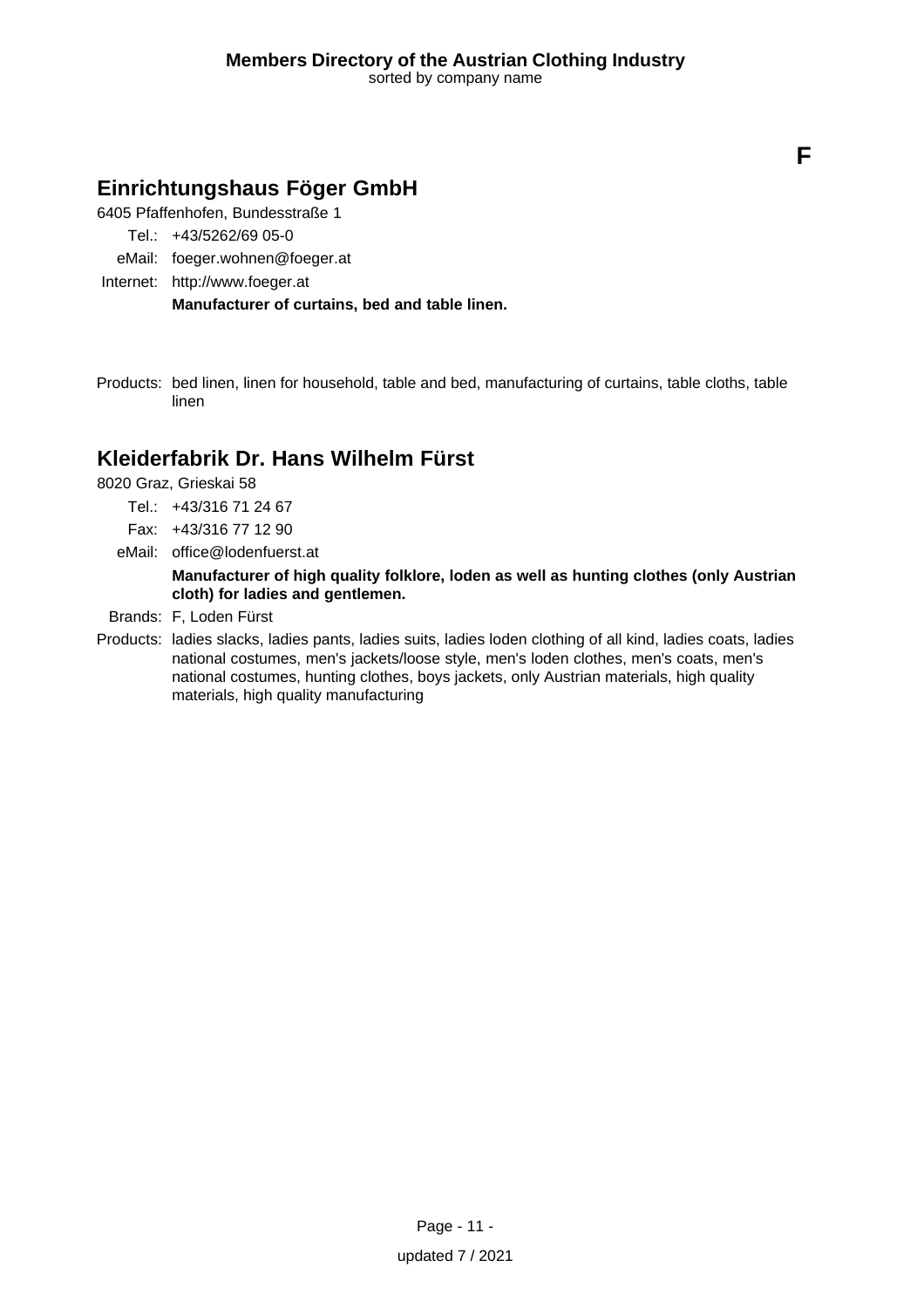# F

## Einrichtungshaus Föger GmbH

6405 Pfaffenhofen, Bundesstraße 1

Tel.: +43/5262/69 05-0

eMail: foeger.wohnen@foeger.at

Internet: http://www.foeger.at

**Manufacturer of curtains, bed and table linen.**

Products: bed linen, linen for household, table and bed, manufacturing of curtains, table cloths, table linen

## Kleiderfabrik Dr. Hans Wilhelm Fürst

8020 Graz, Grieskai 58

Tel.: +43/316 71 24 67

Fax: +43/316 77 12 90

eMail: office@lodenfuerst.at

**Manufacturer of high quality folklore, loden as well as hunting clothes (only Austrian cloth) for ladies and gentlemen.**

Brands: F, Loden Fürst

Products: ladies slacks, ladies pants, ladies suits, ladies loden clothing of all kind, ladies coats, ladies national costumes, men's jackets/loose style, men's loden clothes, men's coats, men's national costumes, hunting clothes, boys jackets, only Austrian materials, high quality materials, high quality manufacturing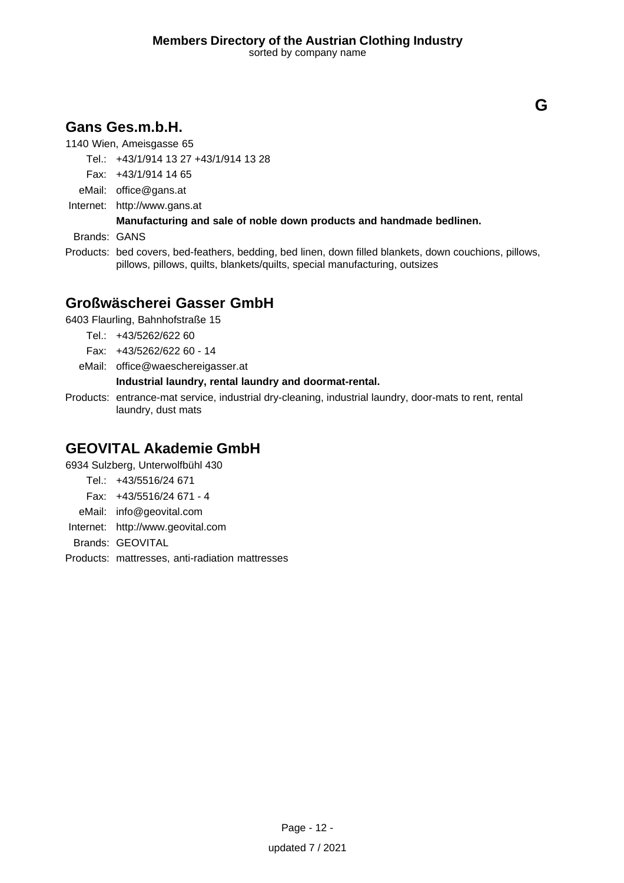# G

## Gans Ges.m.b.H.

1140 Wien, Ameisgasse 65

Tel.: +43/1/914 13 27 +43/1/914 13 28

Fax: +43/1/914 14 65

eMail: office@gans.at

Internet: http://www.gans.at

**Manufacturing and sale of noble down products and handmade bedlinen.**

Brands: GANS

Products: bed covers, bed-feathers, bedding, bed linen, down filled blankets, down couchions, pillows, pillows, pillows, quilts, blankets/quilts, special manufacturing, outsizes

## Großwäscherei Gasser GmbH

6403 Flaurling, Bahnhofstraße 15

Tel.: +43/5262/622 60

Fax: +43/5262/622 60 - 14

eMail: office@waeschereigasser.at

**Industrial laundry, rental laundry and doormat-rental.**

Products: entrance-mat service, industrial dry-cleaning, industrial laundry, door-mats to rent, rental laundry, dust mats

## GEOVITAL Akademie GmbH

6934 Sulzberg, Unterwolfbühl 430

Tel.: +43/5516/24 671

Fax: +43/5516/24 671 - 4

eMail: info@geovital.com

Internet: http://www.geovital.com

Brands: GEOVITAL

Products: mattresses, anti-radiation mattresses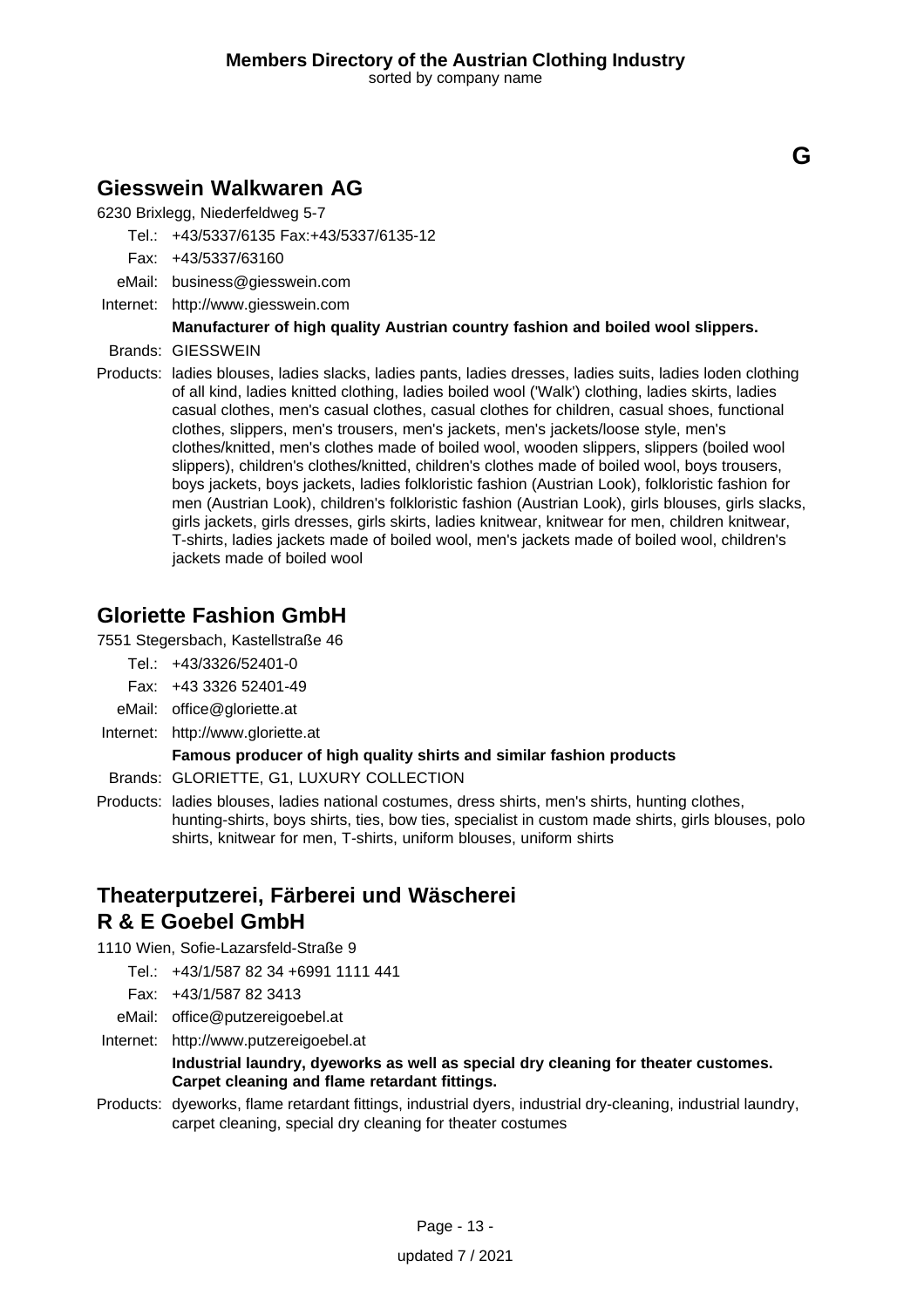**G**

## Giesswein Walkwaren AG

6230 Brixlegg, Niederfeldweg 5-7

Tel.: +43/5337/6135 Fax:+43/5337/6135-12

Fax: +43/5337/63160

eMail: business@giesswein.com

Internet: http://www.giesswein.com

**Manufacturer of high quality Austrian country fashion and boiled wool slippers.**

Brands: GIESSWEIN

Products: ladies blouses, ladies slacks, ladies pants, ladies dresses, ladies suits, ladies loden clothing of all kind, ladies knitted clothing, ladies boiled wool ('Walk') clothing, ladies skirts, ladies casual clothes, men's casual clothes, casual clothes for children, casual shoes, functional clothes, slippers, men's trousers, men's jackets, men's jackets/loose style, men's clothes/knitted, men's clothes made of boiled wool, wooden slippers, slippers (boiled wool slippers), children's clothes/knitted, children's clothes made of boiled wool, boys trousers, boys jackets, boys jackets, ladies folkloristic fashion (Austrian Look), folkloristic fashion for men (Austrian Look), children's folkloristic fashion (Austrian Look), girls blouses, girls slacks, girls jackets, girls dresses, girls skirts, ladies knitwear, knitwear for men, children knitwear, T-shirts, ladies jackets made of boiled wool, men's jackets made of boiled wool, children's jackets made of boiled wool

## Gloriette Fashion GmbH

7551 Stegersbach, Kastellstraße 46

Tel.: +43/3326/52401-0

Fax: +43 3326 52401-49

eMail: office@gloriette.at

Internet: http://www.gloriette.at

**Famous producer of high quality shirts and similar fashion products**

Brands: GLORIETTE, G1, LUXURY COLLECTION

Products: ladies blouses, ladies national costumes, dress shirts, men's shirts, hunting clothes, hunting-shirts, boys shirts, ties, bow ties, specialist in custom made shirts, girls blouses, polo shirts, knitwear for men, T-shirts, uniform blouses, uniform shirts

## Theaterputzerei, Färberei und Wäscherei R & E Goebel GmbH

1110 Wien, Sofie-Lazarsfeld-Straße 9

Tel.: +43/1/587 82 34 +6991 1111 441

Fax: +43/1/587 82 3413

eMail: office@putzereigoebel.at

Internet: http://www.putzereigoebel.at

**Industrial laundry, dyeworks as well as special dry cleaning for theater customes. Carpet cleaning and flame retardant fittings.**

Products: dyeworks, flame retardant fittings, industrial dyers, industrial dry-cleaning, industrial laundry, carpet cleaning, special dry cleaning for theater costumes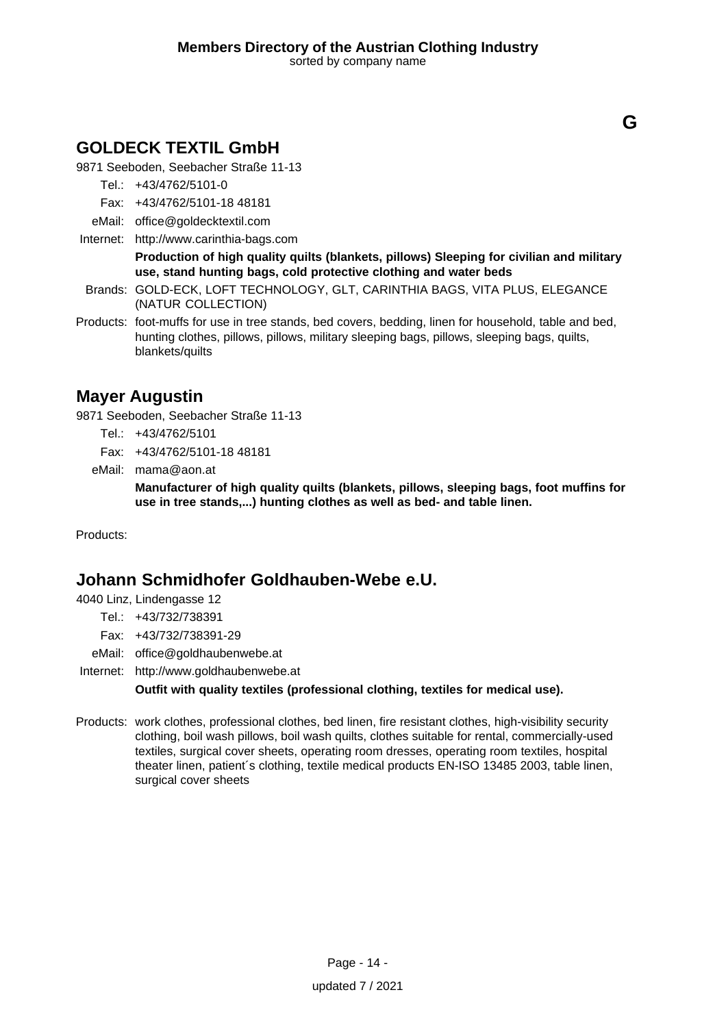**G**

## GOLDECK TEXTIL GmbH

9871 Seeboden, Seebacher Straße 11-13

Tel.: +43/4762/5101-0

Fax: +43/4762/5101-18 48181

eMail: office@goldecktextil.com

Internet: http://www.carinthia-bags.com

**Production of high quality quilts (blankets, pillows) Sleeping for civilian and military use, stand hunting bags, cold protective clothing and water beds**

Brands: GOLD-ECK, LOFT TECHNOLOGY, GLT, CARINTHIA BAGS, VITA PLUS, ELEGANCE (NATUR COLLECTION)

Products: foot-muffs for use in tree stands, bed covers, bedding, linen for household, table and bed, hunting clothes, pillows, pillows, military sleeping bags, pillows, sleeping bags, quilts, blankets/quilts

## Mayer Augustin

9871 Seeboden, Seebacher Straße 11-13

Tel.: +43/4762/5101

Fax: +43/4762/5101-18 48181

eMail: mama@aon.at

**Manufacturer of high quality quilts (blankets, pillows, sleeping bags, foot muffins for use in tree stands,...) hunting clothes as well as bed- and table linen.**

Products:

## Johann Schmidhofer Goldhauben-Webe e.U.

4040 Linz, Lindengasse 12

Tel.: +43/732/738391

Fax: +43/732/738391-29

eMail: office@goldhaubenwebe.at

Internet: http://www.goldhaubenwebe.at

**Outfit with quality textiles (professional clothing, textiles for medical use).**

Products: work clothes, professional clothes, bed linen, fire resistant clothes, high-visibility security clothing, boil wash pillows, boil wash quilts, clothes suitable for rental, commercially-used textiles, surgical cover sheets, operating room dresses, operating room textiles, hospital theater linen, patient´s clothing, textile medical products EN-ISO 13485 2003, table linen, surgical cover sheets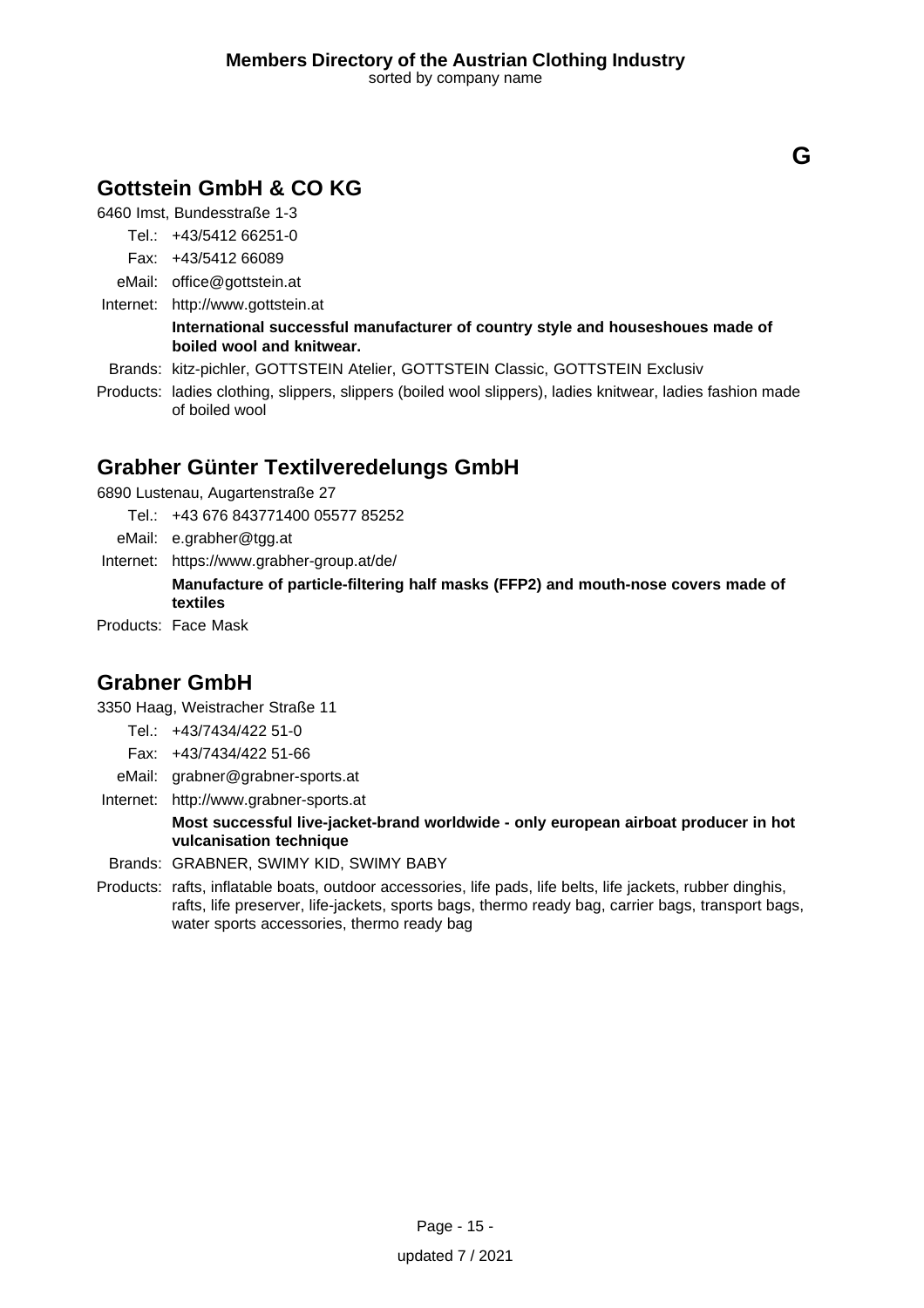**G**

## Gottstein GmbH & CO KG

6460 Imst, Bundesstraße 1-3

Tel.: +43/5412 66251-0

Fax: +43/5412 66089

eMail: office@gottstein.at

Internet: http://www.gottstein.at

**International successful manufacturer of country style and houseshoues made of boiled wool and knitwear.**

Brands: kitz-pichler, GOTTSTEIN Atelier, GOTTSTEIN Classic, GOTTSTEIN Exclusiv

Products: ladies clothing, slippers, slippers (boiled wool slippers), ladies knitwear, ladies fashion made of boiled wool

## Grabher Günter Textilveredelungs GmbH

6890 Lustenau, Augartenstraße 27

Tel.: +43 676 843771400 05577 85252

eMail: e.grabher@tgg.at

Internet: https://www.grabher-group.at/de/

**Manufacture of particle-filtering half masks (FFP2) and mouth-nose covers made of textiles**

Products: Face Mask

## Grabner GmbH

3350 Haag, Weistracher Straße 11

Tel.: +43/7434/422 51-0

Fax: +43/7434/422 51-66

eMail: grabner@grabner-sports.at

Internet: http://www.grabner-sports.at

**Most successful live-jacket-brand worldwide - only european airboat producer in hot vulcanisation technique**

Brands: GRABNER, SWIMY KID, SWIMY BABY

Products: rafts, inflatable boats, outdoor accessories, life pads, life belts, life jackets, rubber dinghis, rafts, life preserver, life-jackets, sports bags, thermo ready bag, carrier bags, transport bags, water sports accessories, thermo ready bag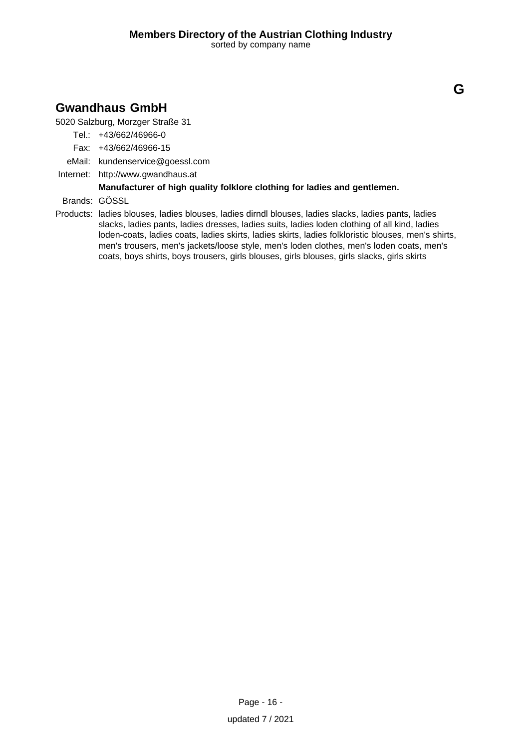**G**

## Gwandhaus GmbH

5020 Salzburg, Morzger Straße 31

Tel.: +43/662/46966-0

Fax: +43/662/46966-15

eMail: kundenservice@goessl.com

Internet: http://www.gwandhaus.at

**Manufacturer of high quality folklore clothing for ladies and gentlemen.**

Brands: GÖSSL

Products: ladies blouses, ladies blouses, ladies dirndl blouses, ladies slacks, ladies pants, ladies slacks, ladies pants, ladies dresses, ladies suits, ladies loden clothing of all kind, ladies loden-coats, ladies coats, ladies skirts, ladies skirts, ladies folkloristic blouses, men's shirts, men's trousers, men's jackets/loose style, men's loden clothes, men's loden coats, men's coats, boys shirts, boys trousers, girls blouses, girls blouses, girls slacks, girls skirts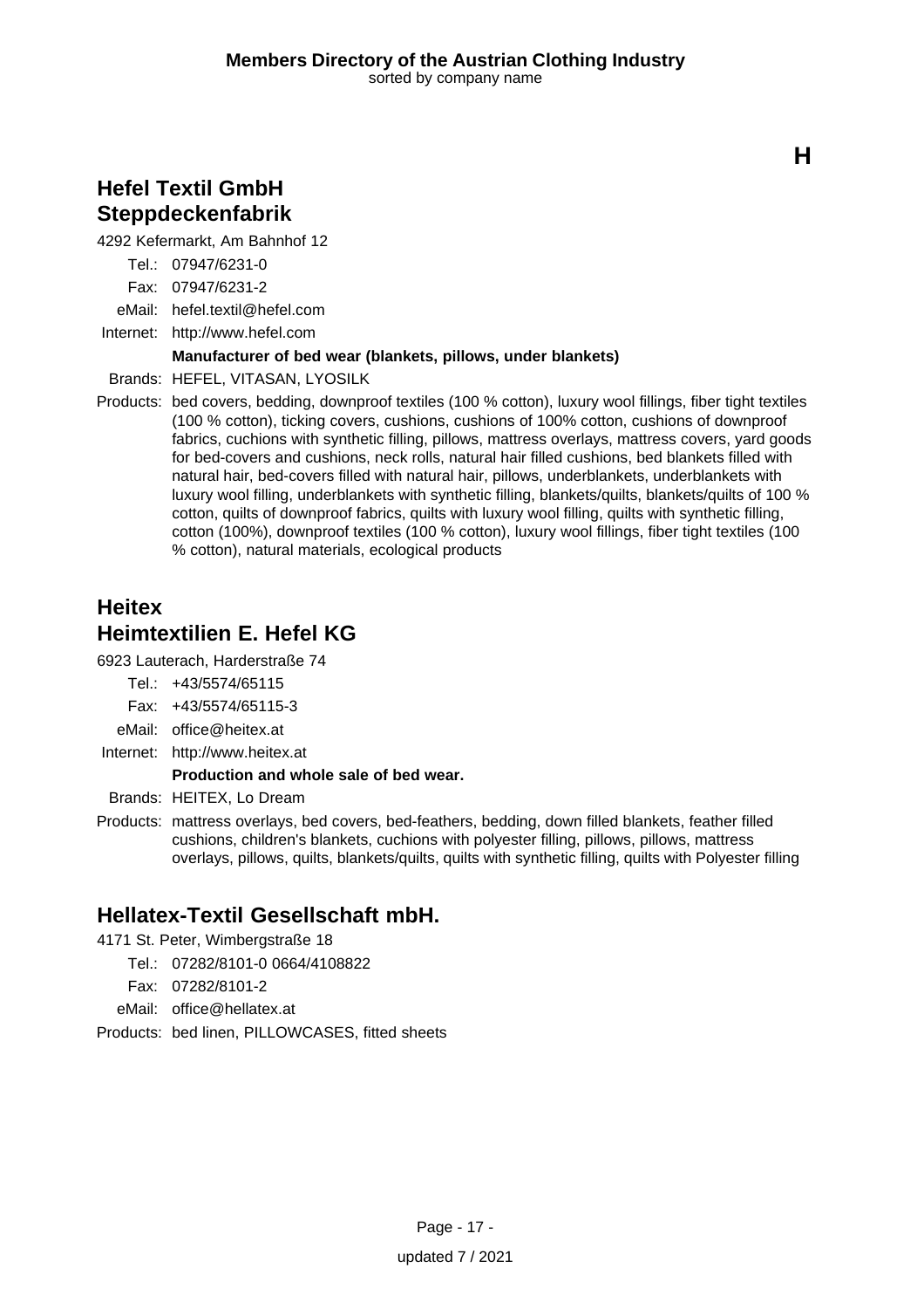# H

## Hefel Textil GmbH
## Steppdeckenfabrik

4292 Kefermarkt, Am Bahnhof 12

Tel.: 07947/6231-0
Fax: 07947/6231-2
eMail: hefel.textil@hefel.com
Internet: http://www.hefel.com

**Manufacturer of bed wear (blankets, pillows, under blankets)**

Brands: HEFEL, VITASAN, LYOSILK

Products: bed covers, bedding, downproof textiles (100 % cotton), luxury wool fillings, fiber tight textiles (100 % cotton), ticking covers, cushions, cushions of 100% cotton, cushions of downproof fabrics, cuchions with synthetic filling, pillows, mattress overlays, mattress covers, yard goods for bed-covers and cushions, neck rolls, natural hair filled cushions, bed blankets filled with natural hair, bed-covers filled with natural hair, pillows, underblankets, underblankets with luxury wool filling, underblankets with synthetic filling, blankets/quilts, blankets/quilts of 100 % cotton, quilts of downproof fabrics, quilts with luxury wool filling, quilts with synthetic filling, cotton (100%), downproof textiles (100 % cotton), luxury wool fillings, fiber tight textiles (100 % cotton), natural materials, ecological products

## Heitex
## Heimtextilien E. Hefel KG

6923 Lauterach, Harderstraße 74

Tel.: +43/5574/65115
Fax: +43/5574/65115-3
eMail: office@heitex.at
Internet: http://www.heitex.at

**Production and whole sale of bed wear.**

Brands: HEITEX, Lo Dream

Products: mattress overlays, bed covers, bed-feathers, bedding, down filled blankets, feather filled cushions, children's blankets, cuchions with polyester filling, pillows, pillows, mattress overlays, pillows, quilts, blankets/quilts, quilts with synthetic filling, quilts with Polyester filling

## Hellatex-Textil Gesellschaft mbH.

4171 St. Peter, Wimbergstraße 18

Tel.: 07282/8101-0 0664/4108822
Fax: 07282/8101-2
eMail: office@hellatex.at

Products: bed linen, PILLOWCASES, fitted sheets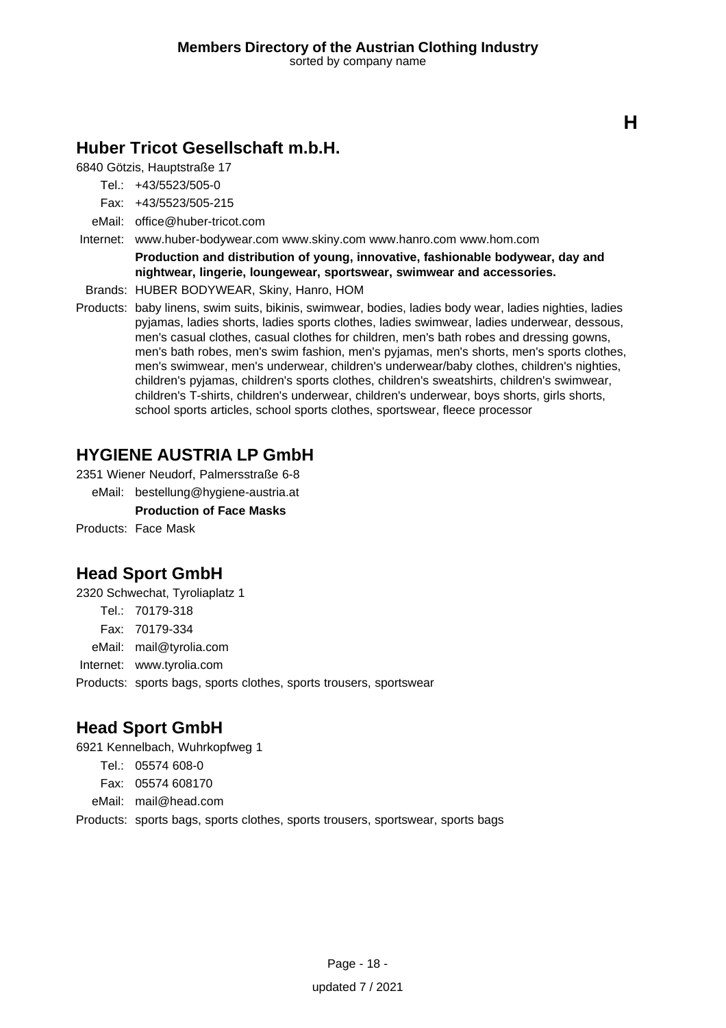**H**

## Huber Tricot Gesellschaft m.b.H.

6840 Götzis, Hauptstraße 17

Tel.: +43/5523/505-0

Fax: +43/5523/505-215

eMail: office@huber-tricot.com

Internet: www.huber-bodywear.com www.skiny.com www.hanro.com www.hom.com

**Production and distribution of young, innovative, fashionable bodywear, day and nightwear, lingerie, loungewear, sportswear, swimwear and accessories.**

Brands: HUBER BODYWEAR, Skiny, Hanro, HOM

Products: baby linens, swim suits, bikinis, swimwear, bodies, ladies body wear, ladies nighties, ladies pyjamas, ladies shorts, ladies sports clothes, ladies swimwear, ladies underwear, dessous, men's casual clothes, casual clothes for children, men's bath robes and dressing gowns, men's bath robes, men's swim fashion, men's pyjamas, men's shorts, men's sports clothes, men's swimwear, men's underwear, children's underwear/baby clothes, children's nighties, children's pyjamas, children's sports clothes, children's sweatshirts, children's swimwear, children's T-shirts, children's underwear, children's underwear, boys shorts, girls shorts, school sports articles, school sports clothes, sportswear, fleece processor

## HYGIENE AUSTRIA LP GmbH

2351 Wiener Neudorf, Palmersstraße 6-8

eMail: bestellung@hygiene-austria.at

**Production of Face Masks**

Products: Face Mask

## Head Sport GmbH

2320 Schwechat, Tyroliaplatz 1

Tel.: 70179-318

Fax: 70179-334

eMail: mail@tyrolia.com

Internet: www.tyrolia.com

Products: sports bags, sports clothes, sports trousers, sportswear

## Head Sport GmbH

6921 Kennelbach, Wuhrkopfweg 1

Tel.: 05574 608-0

Fax: 05574 608170

eMail: mail@head.com

Products: sports bags, sports clothes, sports trousers, sportswear, sports bags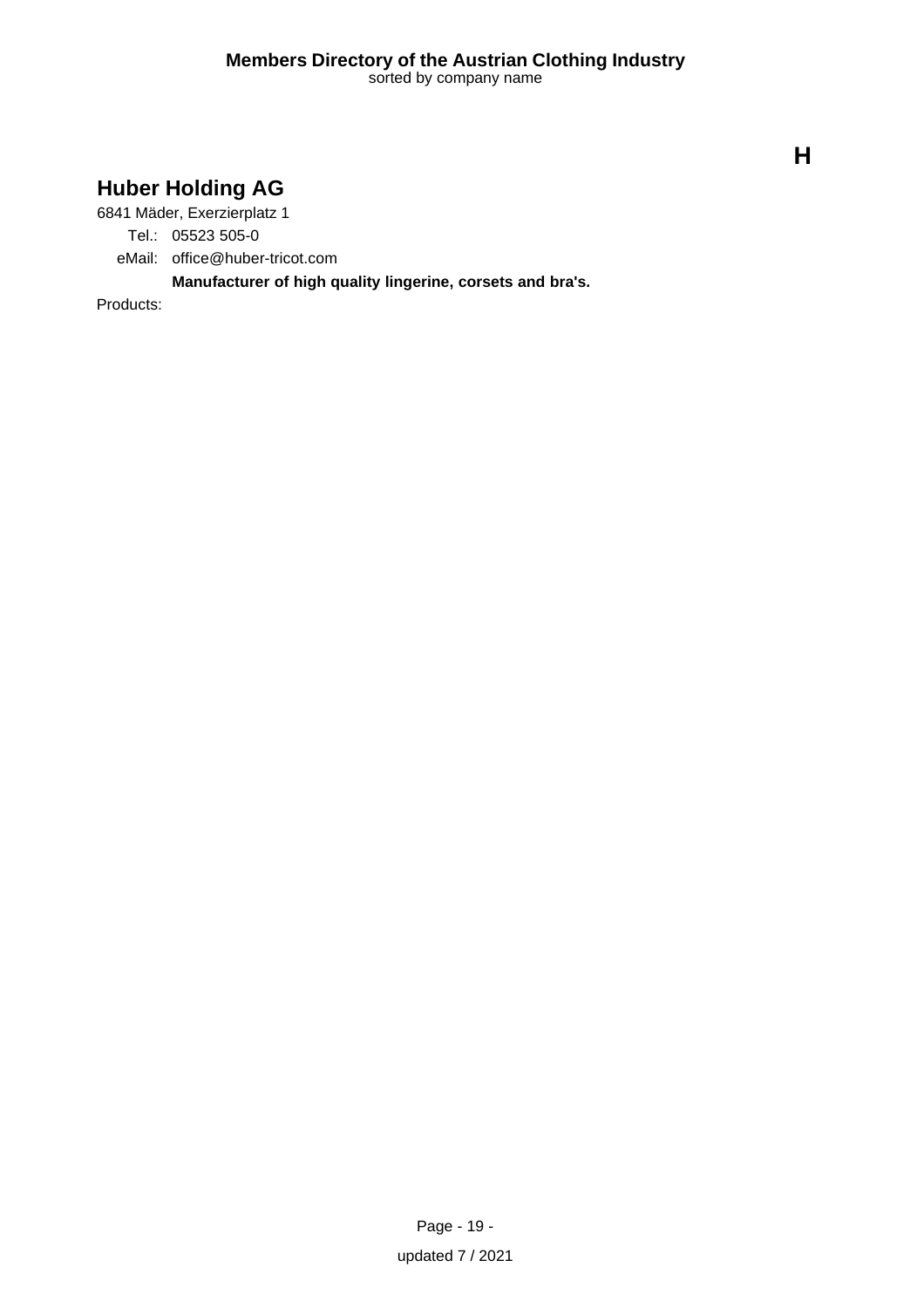**H**

## Huber Holding AG

6841 Mäder, Exerzierplatz 1

Tel.: 05523 505-0

eMail: office@huber-tricot.com

**Manufacturer of high quality lingerine, corsets and bra's.**

Products: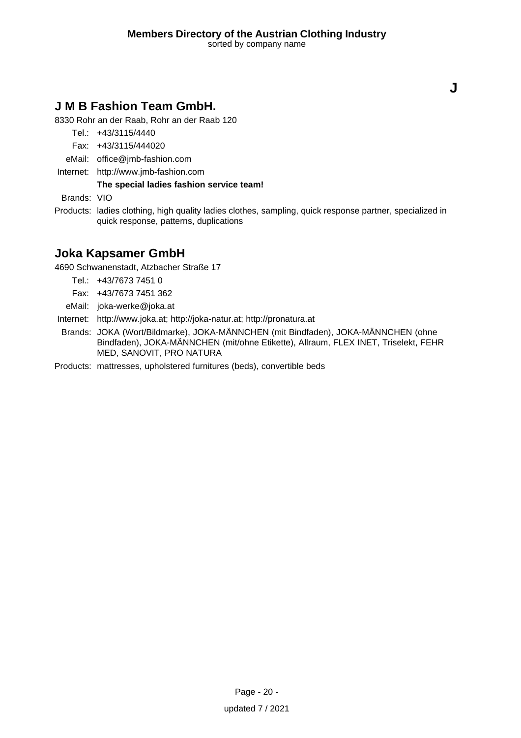J

## J M B Fashion Team GmbH.

8330 Rohr an der Raab, Rohr an der Raab 120

Tel.: +43/3115/4440

Fax: +43/3115/444020

eMail: office@jmb-fashion.com

Internet: http://www.jmb-fashion.com

**The special ladies fashion service team!**

Brands: VIO

Products: ladies clothing, high quality ladies clothes, sampling, quick response partner, specialized in quick response, patterns, duplications

## Joka Kapsamer GmbH

4690 Schwanenstadt, Atzbacher Straße 17

Tel.: +43/7673 7451 0

Fax: +43/7673 7451 362

eMail: joka-werke@joka.at

Internet: http://www.joka.at; http://joka-natur.at; http://pronatura.at

Brands: JOKA (Wort/Bildmarke), JOKA-MÄNNCHEN (mit Bindfaden), JOKA-MÄNNCHEN (ohne Bindfaden), JOKA-MÄNNCHEN (mit/ohne Etikette), Allraum, FLEX INET, Triselekt, FEHR MED, SANOVIT, PRO NATURA

Products: mattresses, upholstered furnitures (beds), convertible beds

updated 7 / 2021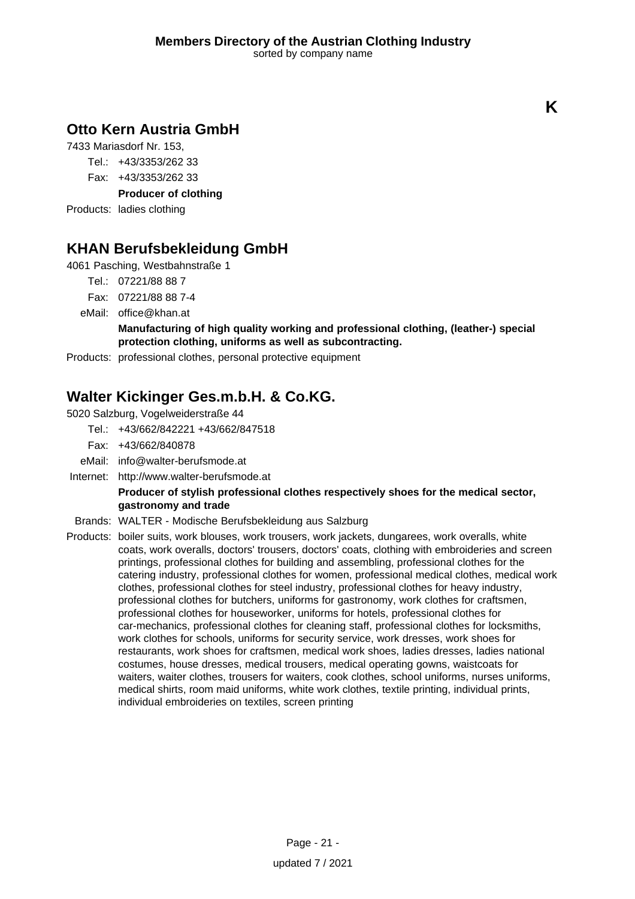K

## Otto Kern Austria GmbH

7433 Mariasdorf Nr. 153,

Tel.: +43/3353/262 33

Fax: +43/3353/262 33

**Producer of clothing**

Products: ladies clothing

## KHAN Berufsbekleidung GmbH

4061 Pasching, Westbahnstraße 1

Tel.: 07221/88 88 7

Fax: 07221/88 88 7-4

eMail: office@khan.at

**Manufacturing of high quality working and professional clothing, (leather-) special protection clothing, uniforms as well as subcontracting.**

Products: professional clothes, personal protective equipment

## Walter Kickinger Ges.m.b.H. & Co.KG.

5020 Salzburg, Vogelweiderstraße 44

Tel.: +43/662/842221 +43/662/847518

Fax: +43/662/840878

eMail: info@walter-berufsmode.at

Internet: http://www.walter-berufsmode.at

**Producer of stylish professional clothes respectively shoes for the medical sector, gastronomy and trade**

Brands: WALTER - Modische Berufsbekleidung aus Salzburg

Products: boiler suits, work blouses, work trousers, work jackets, dungarees, work overalls, white coats, work overalls, doctors' trousers, doctors' coats, clothing with embroideries and screen printings, professional clothes for building and assembling, professional clothes for the catering industry, professional clothes for women, professional medical clothes, medical work clothes, professional clothes for steel industry, professional clothes for heavy industry, professional clothes for butchers, uniforms for gastronomy, work clothes for craftsmen, professional clothes for houseworker, uniforms for hotels, professional clothes for car-mechanics, professional clothes for cleaning staff, professional clothes for locksmiths, work clothes for schools, uniforms for security service, work dresses, work shoes for restaurants, work shoes for craftsmen, medical work shoes, ladies dresses, ladies national costumes, house dresses, medical trousers, medical operating gowns, waistcoats for waiters, waiter clothes, trousers for waiters, cook clothes, school uniforms, nurses uniforms, medical shirts, room maid uniforms, white work clothes, textile printing, individual prints, individual embroideries on textiles, screen printing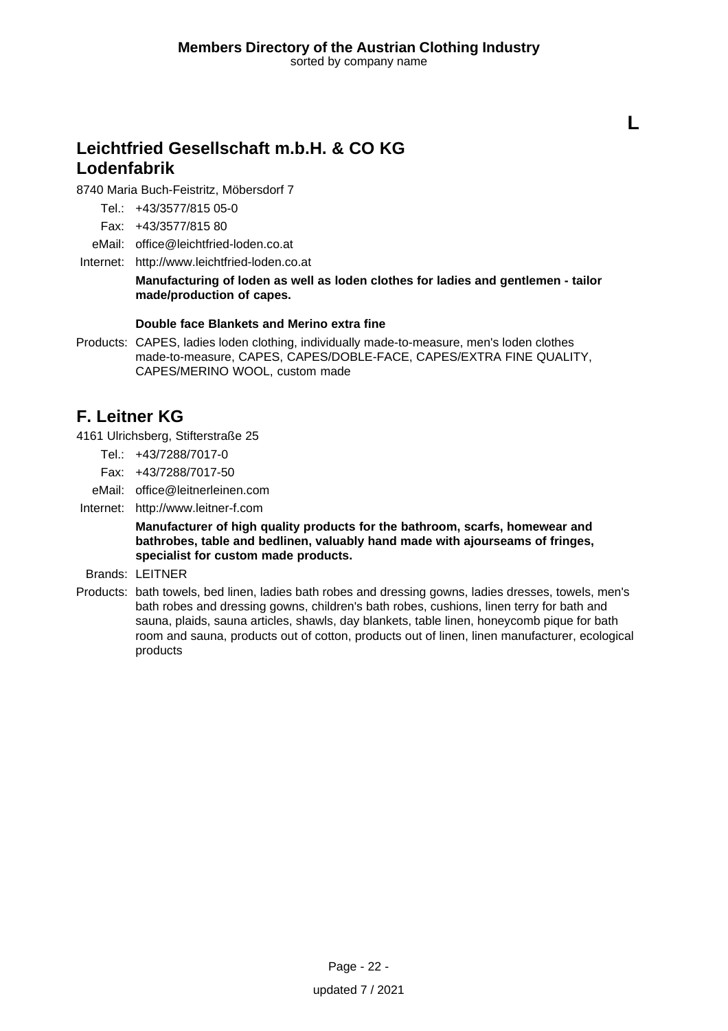L

## Leichtfried Gesellschaft m.b.H. & CO KG Lodenfabrik

8740 Maria Buch-Feistritz, Möbersdorf 7

Tel.: +43/3577/815 05-0

Fax: +43/3577/815 80

eMail: office@leichtfried-loden.co.at

Internet: http://www.leichtfried-loden.co.at

**Manufacturing of loden as well as loden clothes for ladies and gentlemen - tailor made/production of capes.**

**Double face Blankets and Merino extra fine**

Products: CAPES, ladies loden clothing, individually made-to-measure, men's loden clothes made-to-measure, CAPES, CAPES/DOBLE-FACE, CAPES/EXTRA FINE QUALITY, CAPES/MERINO WOOL, custom made

## F. Leitner KG

4161 Ulrichsberg, Stifterstraße 25

Tel.: +43/7288/7017-0

Fax: +43/7288/7017-50

eMail: office@leitnerleinen.com

Internet: http://www.leitner-f.com

**Manufacturer of high quality products for the bathroom, scarfs, homewear and bathrobes, table and bedlinen, valuably hand made with ajourseams of fringes, specialist for custom made products.**

Brands: LEITNER

Products: bath towels, bed linen, ladies bath robes and dressing gowns, ladies dresses, towels, men's bath robes and dressing gowns, children's bath robes, cushions, linen terry for bath and sauna, plaids, sauna articles, shawls, day blankets, table linen, honeycomb pique for bath room and sauna, products out of cotton, products out of linen, linen manufacturer, ecological products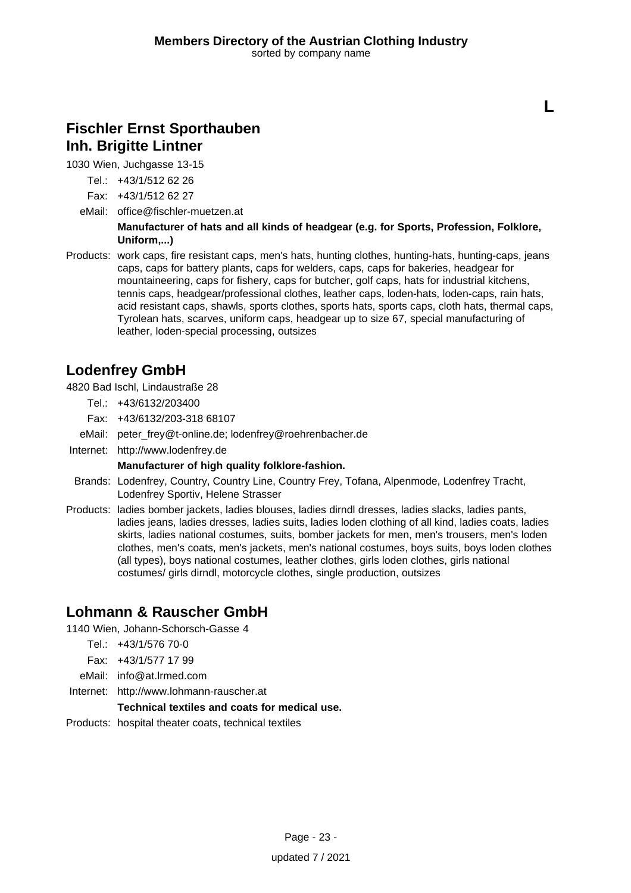**L**

## Fischler Ernst Sporthauben Inh. Brigitte Lintner

1030 Wien, Juchgasse 13-15

Tel.: +43/1/512 62 26

Fax: +43/1/512 62 27

eMail: office@fischler-muetzen.at

**Manufacturer of hats and all kinds of headgear (e.g. for Sports, Profession, Folklore, Uniform,...)**

Products: work caps, fire resistant caps, men's hats, hunting clothes, hunting-hats, hunting-caps, jeans caps, caps for battery plants, caps for welders, caps, caps for bakeries, headgear for mountaineering, caps for fishery, caps for butcher, golf caps, hats for industrial kitchens, tennis caps, headgear/professional clothes, leather caps, loden-hats, loden-caps, rain hats, acid resistant caps, shawls, sports clothes, sports hats, sports caps, cloth hats, thermal caps, Tyrolean hats, scarves, uniform caps, headgear up to size 67, special manufacturing of leather, loden-special processing, outsizes

## Lodenfrey GmbH

4820 Bad Ischl, Lindaustraße 28

Tel.: +43/6132/203400

Fax: +43/6132/203-318 68107

eMail: peter_frey@t-online.de; lodenfrey@roehrenbacher.de

Internet: http://www.lodenfrey.de

**Manufacturer of high quality folklore-fashion.**

Brands: Lodenfrey, Country, Country Line, Country Frey, Tofana, Alpenmode, Lodenfrey Tracht, Lodenfrey Sportiv, Helene Strasser

Products: ladies bomber jackets, ladies blouses, ladies dirndl dresses, ladies slacks, ladies pants, ladies jeans, ladies dresses, ladies suits, ladies loden clothing of all kind, ladies coats, ladies skirts, ladies national costumes, suits, bomber jackets for men, men's trousers, men's loden clothes, men's coats, men's jackets, men's national costumes, boys suits, boys loden clothes (all types), boys national costumes, leather clothes, girls loden clothes, girls national costumes/ girls dirndl, motorcycle clothes, single production, outsizes

## Lohmann & Rauscher GmbH

1140 Wien, Johann-Schorsch-Gasse 4

Tel.: +43/1/576 70-0

Fax: +43/1/577 17 99

eMail: info@at.lrmed.com

Internet: http://www.lohmann-rauscher.at

**Technical textiles and coats for medical use.**

Products: hospital theater coats, technical textiles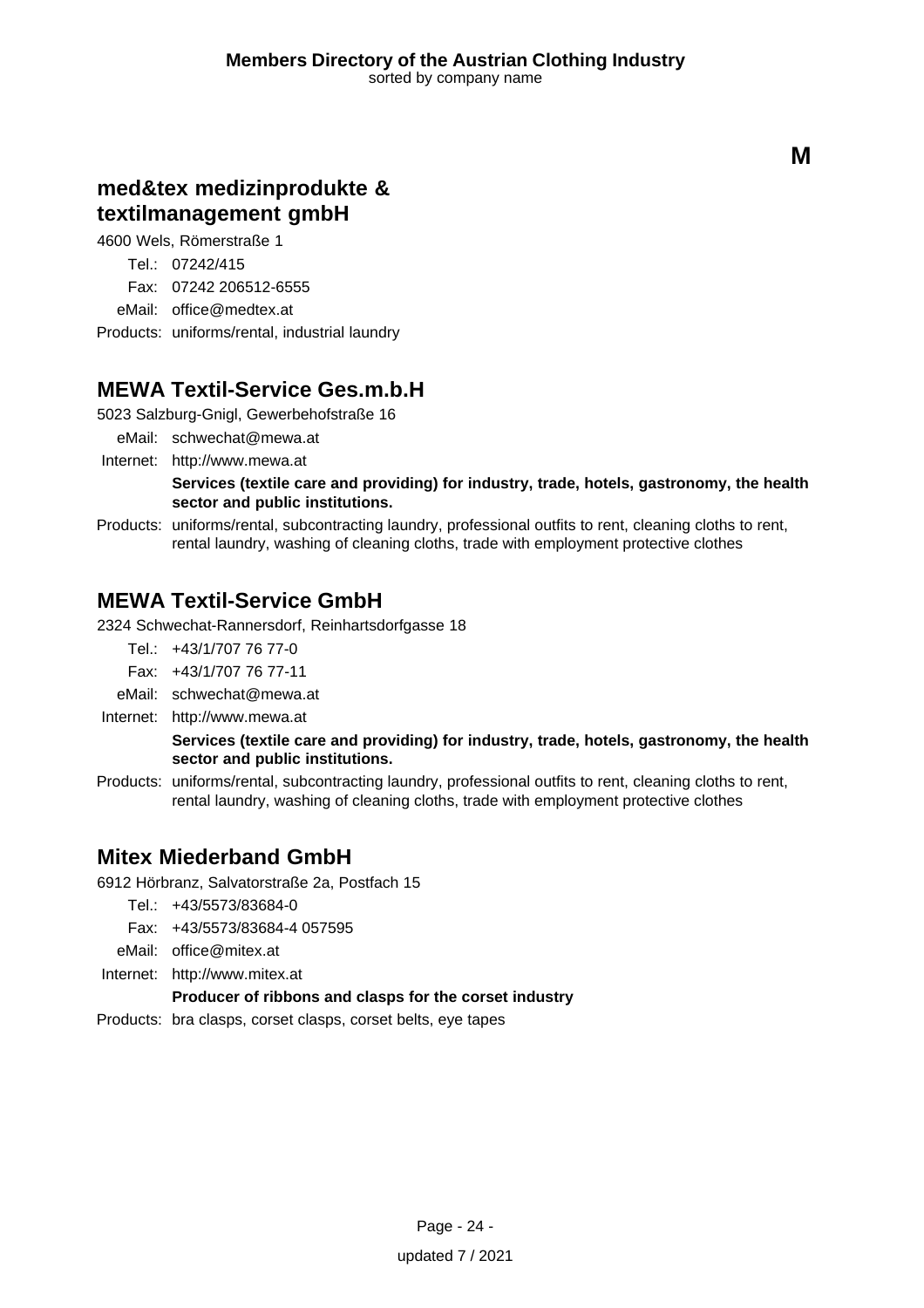**M**

## med&tex medizinprodukte & textilmanagement gmbH

4600 Wels, Römerstraße 1

Tel.: 07242/415
Fax: 07242 206512-6555
eMail: office@medtex.at
Products: uniforms/rental, industrial laundry

## MEWA Textil-Service Ges.m.b.H

5023 Salzburg-Gnigl, Gewerbehofstraße 16

eMail: schwechat@mewa.at
Internet: http://www.mewa.at

**Services (textile care and providing) for industry, trade, hotels, gastronomy, the health sector and public institutions.**

Products: uniforms/rental, subcontracting laundry, professional outfits to rent, cleaning cloths to rent, rental laundry, washing of cleaning cloths, trade with employment protective clothes

## MEWA Textil-Service GmbH

2324 Schwechat-Rannersdorf, Reinhartsdorfgasse 18

Tel.: +43/1/707 76 77-0
Fax: +43/1/707 76 77-11
eMail: schwechat@mewa.at
Internet: http://www.mewa.at

**Services (textile care and providing) for industry, trade, hotels, gastronomy, the health sector and public institutions.**

Products: uniforms/rental, subcontracting laundry, professional outfits to rent, cleaning cloths to rent, rental laundry, washing of cleaning cloths, trade with employment protective clothes

## Mitex Miederband GmbH

6912 Hörbranz, Salvatorstraße 2a, Postfach 15

Tel.: +43/5573/83684-0
Fax: +43/5573/83684-4 057595
eMail: office@mitex.at
Internet: http://www.mitex.at

**Producer of ribbons and clasps for the corset industry**

Products: bra clasps, corset clasps, corset belts, eye tapes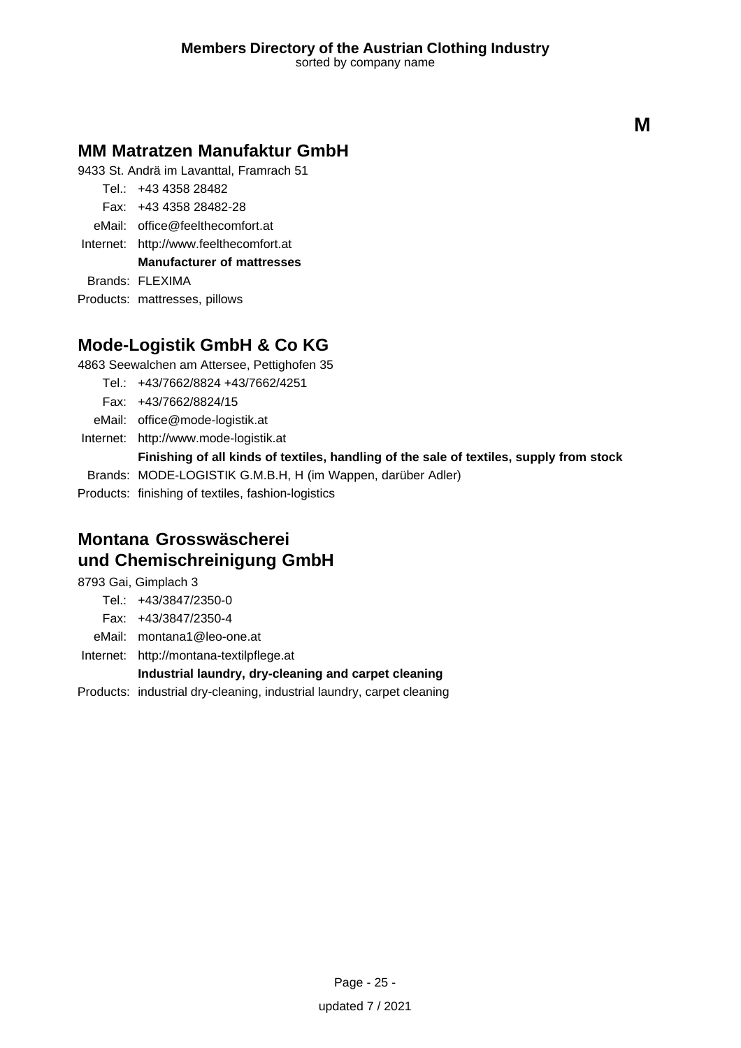**M**

## MM Matratzen Manufaktur GmbH

9433 St. Andrä im Lavanttal, Framrach 51

Tel.: +43 4358 28482
Fax: +43 4358 28482-28
eMail: office@feelthecomfort.at
Internet: http://www.feelthecomfort.at

**Manufacturer of mattresses**

Brands: FLEXIMA
Products: mattresses, pillows

## Mode-Logistik GmbH & Co KG

4863 Seewalchen am Attersee, Pettighofen 35

Tel.: +43/7662/8824 +43/7662/4251
Fax: +43/7662/8824/15
eMail: office@mode-logistik.at
Internet: http://www.mode-logistik.at

**Finishing of all kinds of textiles, handling of the sale of textiles, supply from stock**

Brands: MODE-LOGISTIK G.M.B.H, H (im Wappen, darüber Adler)
Products: finishing of textiles, fashion-logistics

## Montana Grosswäscherei und Chemischreinigung GmbH

8793 Gai, Gimplach 3

Tel.: +43/3847/2350-0
Fax: +43/3847/2350-4
eMail: montana1@leo-one.at
Internet: http://montana-textilpflege.at

**Industrial laundry, dry-cleaning and carpet cleaning**

Products: industrial dry-cleaning, industrial laundry, carpet cleaning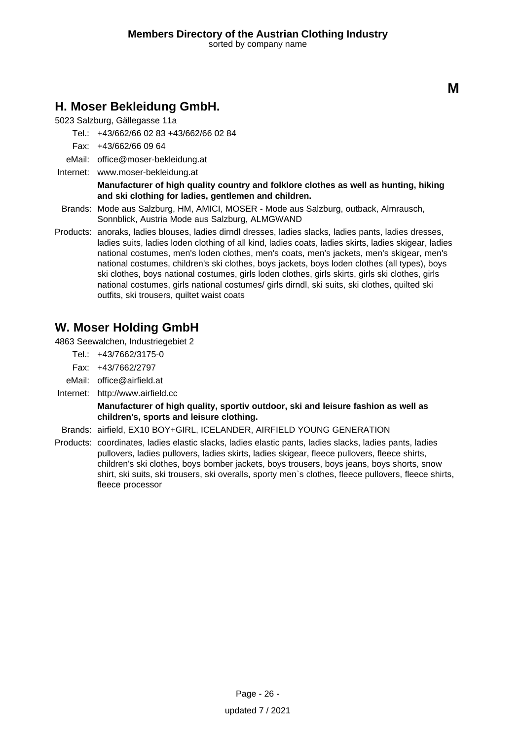M

## H. Moser Bekleidung GmbH.

5023 Salzburg, Gällegasse 11a

Tel.: +43/662/66 02 83 +43/662/66 02 84

Fax: +43/662/66 09 64

eMail: office@moser-bekleidung.at

Internet: www.moser-bekleidung.at

**Manufacturer of high quality country and folklore clothes as well as hunting, hiking and ski clothing for ladies, gentlemen and children.**

Brands: Mode aus Salzburg, HM, AMICI, MOSER - Mode aus Salzburg, outback, Almrausch, Sonnblick, Austria Mode aus Salzburg, ALMGWAND

Products: anoraks, ladies blouses, ladies dirndl dresses, ladies slacks, ladies pants, ladies dresses, ladies suits, ladies loden clothing of all kind, ladies coats, ladies skirts, ladies skigear, ladies national costumes, men's loden clothes, men's coats, men's jackets, men's skigear, men's national costumes, children's ski clothes, boys jackets, boys loden clothes (all types), boys ski clothes, boys national costumes, girls loden clothes, girls skirts, girls ski clothes, girls national costumes, girls national costumes/ girls dirndl, ski suits, ski clothes, quilted ski outfits, ski trousers, quiltet waist coats

## W. Moser Holding GmbH

4863 Seewalchen, Industriegebiet 2

Tel.: +43/7662/3175-0

Fax: +43/7662/2797

eMail: office@airfield.at

Internet: http://www.airfield.cc

**Manufacturer of high quality, sportiv outdoor, ski and leisure fashion as well as children's, sports and leisure clothing.**

Brands: airfield, EX10 BOY+GIRL, ICELANDER, AIRFIELD YOUNG GENERATION

Products: coordinates, ladies elastic slacks, ladies elastic pants, ladies slacks, ladies pants, ladies pullovers, ladies pullovers, ladies skirts, ladies skigear, fleece pullovers, fleece shirts, children's ski clothes, boys bomber jackets, boys trousers, boys jeans, boys shorts, snow shirt, ski suits, ski trousers, ski overalls, sporty men`s clothes, fleece pullovers, fleece shirts, fleece processor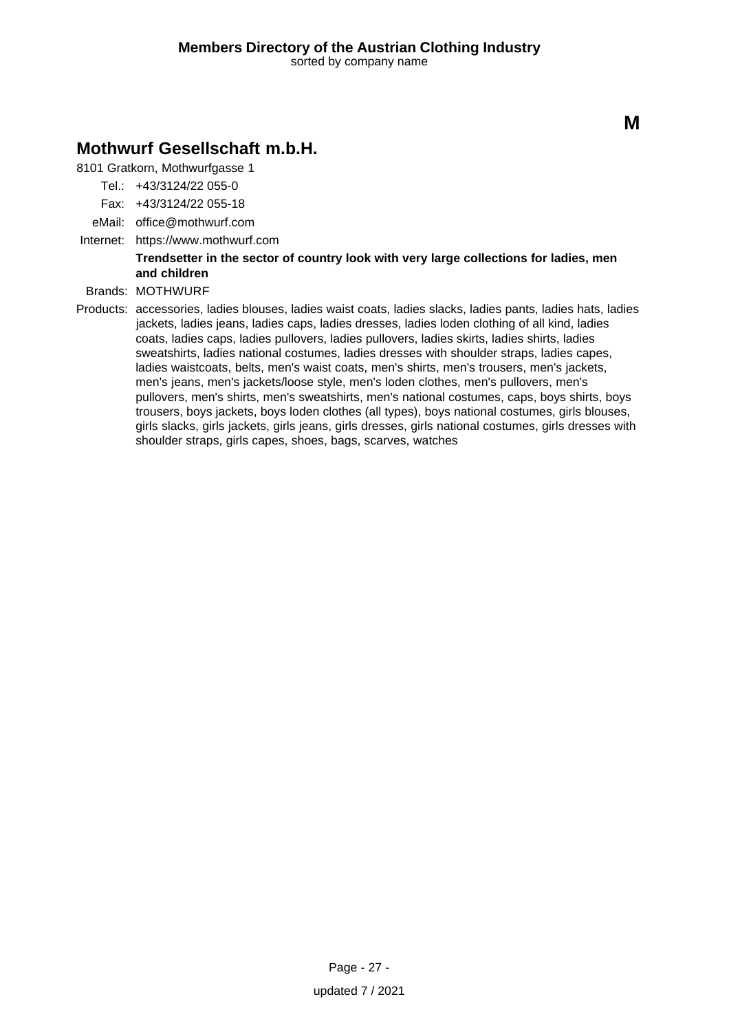**M**

## Mothwurf Gesellschaft m.b.H.

8101 Gratkorn, Mothwurfgasse 1

Tel.: +43/3124/22 055-0

Fax: +43/3124/22 055-18

eMail: office@mothwurf.com

Internet: https://www.mothwurf.com

**Trendsetter in the sector of country look with very large collections for ladies, men and children**

Brands: MOTHWURF

Products: accessories, ladies blouses, ladies waist coats, ladies slacks, ladies pants, ladies hats, ladies jackets, ladies jeans, ladies caps, ladies dresses, ladies loden clothing of all kind, ladies coats, ladies caps, ladies pullovers, ladies pullovers, ladies skirts, ladies shirts, ladies sweatshirts, ladies national costumes, ladies dresses with shoulder straps, ladies capes, ladies waistcoats, belts, men's waist coats, men's shirts, men's trousers, men's jackets, men's jeans, men's jackets/loose style, men's loden clothes, men's pullovers, men's pullovers, men's shirts, men's sweatshirts, men's national costumes, caps, boys shirts, boys trousers, boys jackets, boys loden clothes (all types), boys national costumes, girls blouses, girls slacks, girls jackets, girls jeans, girls dresses, girls national costumes, girls dresses with shoulder straps, girls capes, shoes, bags, scarves, watches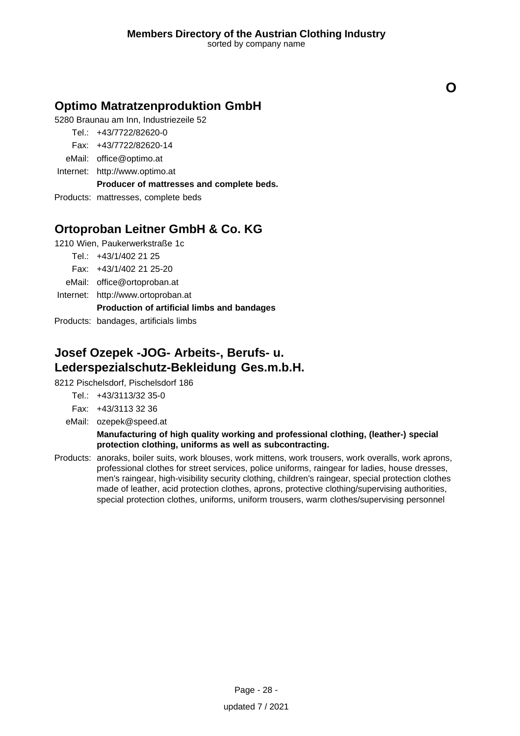**O**

## Optimo Matratzenproduktion GmbH

5280 Braunau am Inn, Industriezeile 52

Tel.: +43/7722/82620-0
Fax: +43/7722/82620-14
eMail: office@optimo.at
Internet: http://www.optimo.at

**Producer of mattresses and complete beds.**

Products: mattresses, complete beds

## Ortoproban Leitner GmbH & Co. KG

1210 Wien, Paukerwerkstraße 1c

Tel.: +43/1/402 21 25
Fax: +43/1/402 21 25-20
eMail: office@ortoproban.at
Internet: http://www.ortoproban.at

**Production of artificial limbs and bandages**

Products: bandages, artificials limbs

## Josef Ozepek -JOG- Arbeits-, Berufs- u. Lederspezialschutz-Bekleidung Ges.m.b.H.

8212 Pischelsdorf, Pischelsdorf 186

Tel.: +43/3113/32 35-0
Fax: +43/3113 32 36
eMail: ozepek@speed.at

**Manufacturing of high quality working and professional clothing, (leather-) special protection clothing, uniforms as well as subcontracting.**

Products: anoraks, boiler suits, work blouses, work mittens, work trousers, work overalls, work aprons, professional clothes for street services, police uniforms, raingear for ladies, house dresses, men's raingear, high-visibility security clothing, children's raingear, special protection clothes made of leather, acid protection clothes, aprons, protective clothing/supervising authorities, special protection clothes, uniforms, uniform trousers, warm clothes/supervising personnel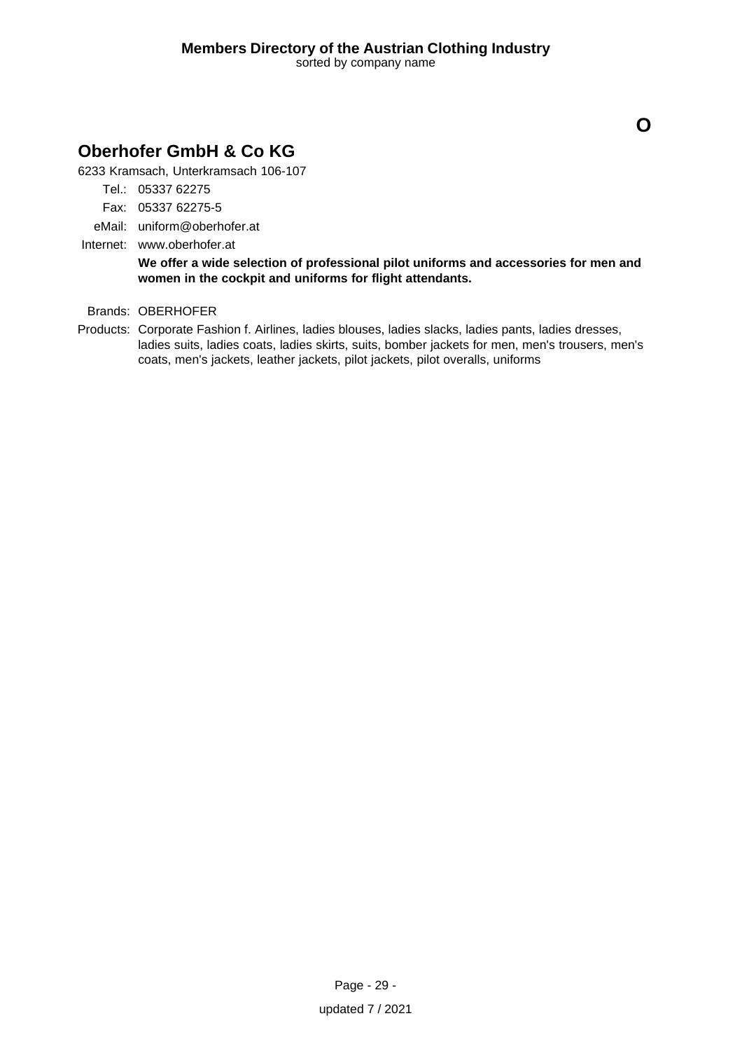# O

## Oberhofer GmbH & Co KG

6233 Kramsach, Unterkramsach 106-107

Tel.: 05337 62275

Fax: 05337 62275-5

eMail: uniform@oberhofer.at

Internet: www.oberhofer.at

**We offer a wide selection of professional pilot uniforms and accessories for men and women in the cockpit and uniforms for flight attendants.**

Brands: OBERHOFER

Products: Corporate Fashion f. Airlines, ladies blouses, ladies slacks, ladies pants, ladies dresses, ladies suits, ladies coats, ladies skirts, suits, bomber jackets for men, men's trousers, men's coats, men's jackets, leather jackets, pilot jackets, pilot overalls, uniforms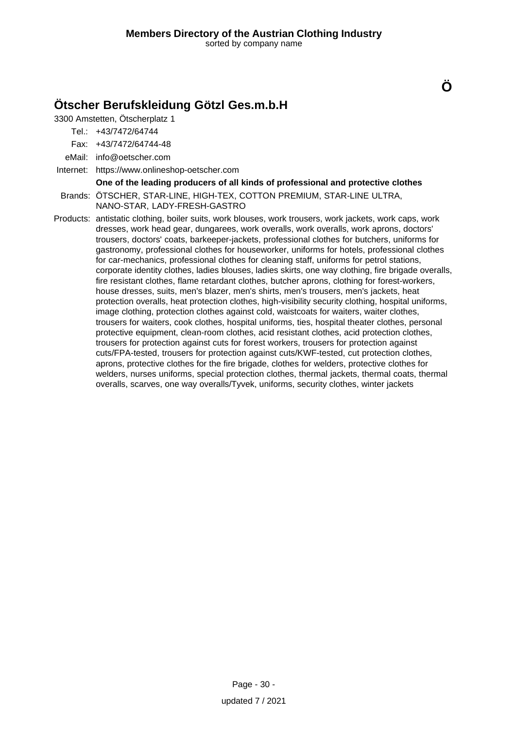# Ö

## Ötscher Berufskleidung Götzl Ges.m.b.H

3300 Amstetten, Ötscherplatz 1

Tel.: +43/7472/64744

Fax: +43/7472/64744-48

eMail: info@oetscher.com

Internet: https://www.onlineshop-oetscher.com

**One of the leading producers of all kinds of professional and protective clothes**

Brands: ÖTSCHER, STAR-LINE, HIGH-TEX, COTTON PREMIUM, STAR-LINE ULTRA, NANO-STAR, LADY-FRESH-GASTRO

Products: antistatic clothing, boiler suits, work blouses, work trousers, work jackets, work caps, work dresses, work head gear, dungarees, work overalls, work overalls, work aprons, doctors' trousers, doctors' coats, barkeeper-jackets, professional clothes for butchers, uniforms for gastronomy, professional clothes for houseworker, uniforms for hotels, professional clothes for car-mechanics, professional clothes for cleaning staff, uniforms for petrol stations, corporate identity clothes, ladies blouses, ladies skirts, one way clothing, fire brigade overalls, fire resistant clothes, flame retardant clothes, butcher aprons, clothing for forest-workers, house dresses, suits, men's blazer, men's shirts, men's trousers, men's jackets, heat protection overalls, heat protection clothes, high-visibility security clothing, hospital uniforms, image clothing, protection clothes against cold, waistcoats for waiters, waiter clothes, trousers for waiters, cook clothes, hospital uniforms, ties, hospital theater clothes, personal protective equipment, clean-room clothes, acid resistant clothes, acid protection clothes, trousers for protection against cuts for forest workers, trousers for protection against cuts/FPA-tested, trousers for protection against cuts/KWF-tested, cut protection clothes, aprons, protective clothes for the fire brigade, clothes for welders, protective clothes for welders, nurses uniforms, special protection clothes, thermal jackets, thermal coats, thermal overalls, scarves, one way overalls/Tyvek, uniforms, security clothes, winter jackets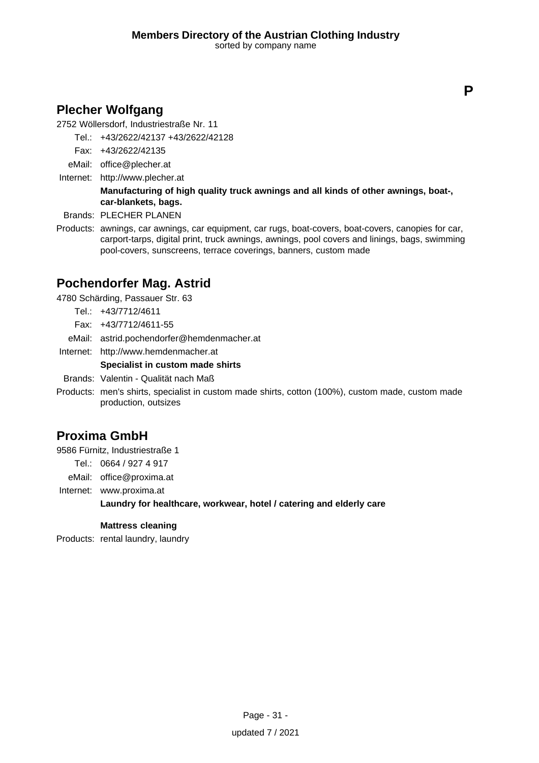**P**

## Plecher Wolfgang

2752 Wöllersdorf, Industriestraße Nr. 11

Tel.: +43/2622/42137 +43/2622/42128

Fax: +43/2622/42135

eMail: office@plecher.at

Internet: http://www.plecher.at

**Manufacturing of high quality truck awnings and all kinds of other awnings, boat-, car-blankets, bags.**

Brands: PLECHER PLANEN

Products: awnings, car awnings, car equipment, car rugs, boat-covers, boat-covers, canopies for car, carport-tarps, digital print, truck awnings, awnings, pool covers and linings, bags, swimming pool-covers, sunscreens, terrace coverings, banners, custom made

## Pochendorfer Mag. Astrid

4780 Schärding, Passauer Str. 63

Tel.: +43/7712/4611

Fax: +43/7712/4611-55

eMail: astrid.pochendorfer@hemdenmacher.at

Internet: http://www.hemdenmacher.at

**Specialist in custom made shirts**

Brands: Valentin - Qualität nach Maß

Products: men's shirts, specialist in custom made shirts, cotton (100%), custom made, custom made production, outsizes

## Proxima GmbH

9586 Fürnitz, Industriestraße 1

Tel.: 0664 / 927 4 917

eMail: office@proxima.at

Internet: www.proxima.at

**Laundry for healthcare, workwear, hotel / catering and elderly care**

**Mattress cleaning**

Products: rental laundry, laundry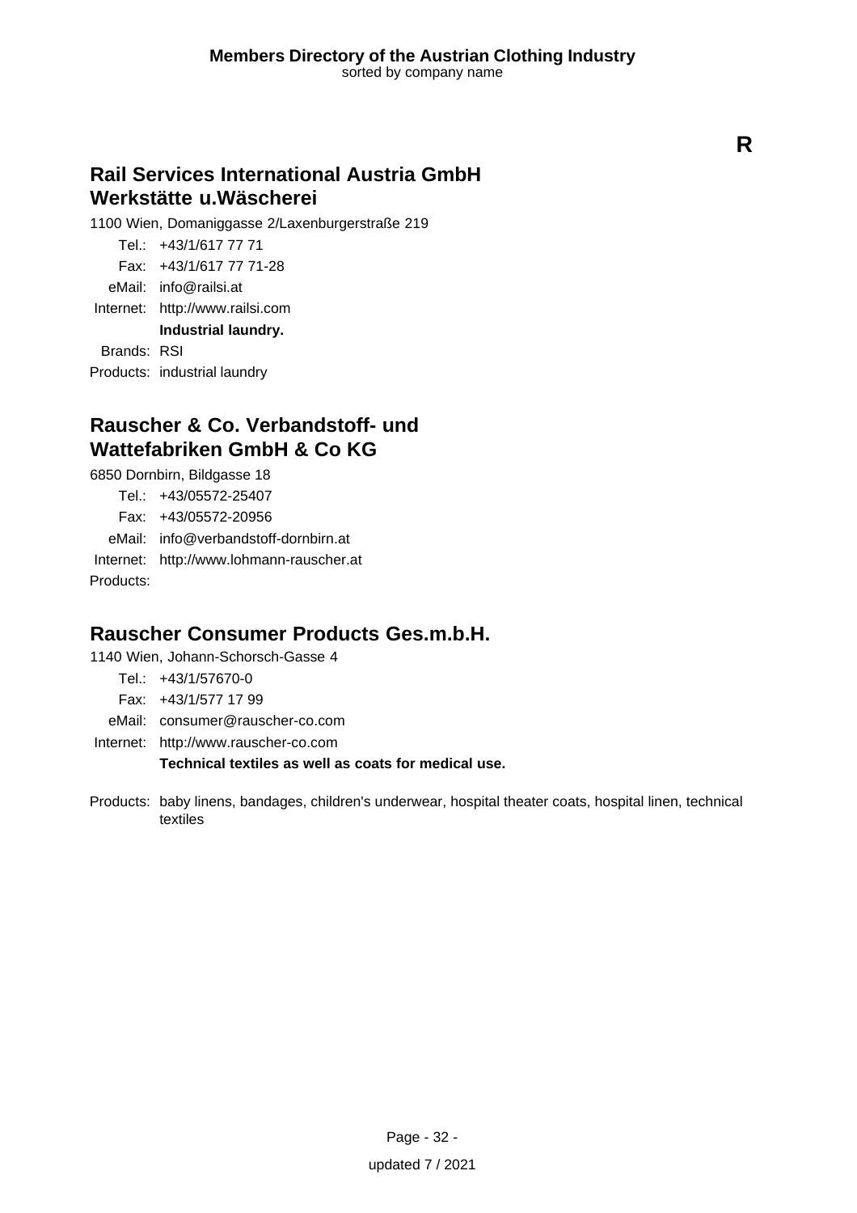**R**

## Rail Services International Austria GmbH Werkstätte u.Wäscherei

1100 Wien, Domaniggasse 2/Laxenburgerstraße 219

Tel.: +43/1/617 77 71
Fax: +43/1/617 77 71-28
eMail: info@railsi.at
Internet: http://www.railsi.com

**Industrial laundry.**

Brands: RSI
Products: industrial laundry

## Rauscher & Co. Verbandstoff- und Wattefabriken GmbH & Co KG

6850 Dornbirn, Bildgasse 18

Tel.: +43/05572-25407
Fax: +43/05572-20956
eMail: info@verbandstoff-dornbirn.at
Internet: http://www.lohmann-rauscher.at
Products:

## Rauscher Consumer Products Ges.m.b.H.

1140 Wien, Johann-Schorsch-Gasse 4

Tel.: +43/1/57670-0
Fax: +43/1/577 17 99
eMail: consumer@rauscher-co.com
Internet: http://www.rauscher-co.com

**Technical textiles as well as coats for medical use.**

Products: baby linens, bandages, children's underwear, hospital theater coats, hospital linen, technical textiles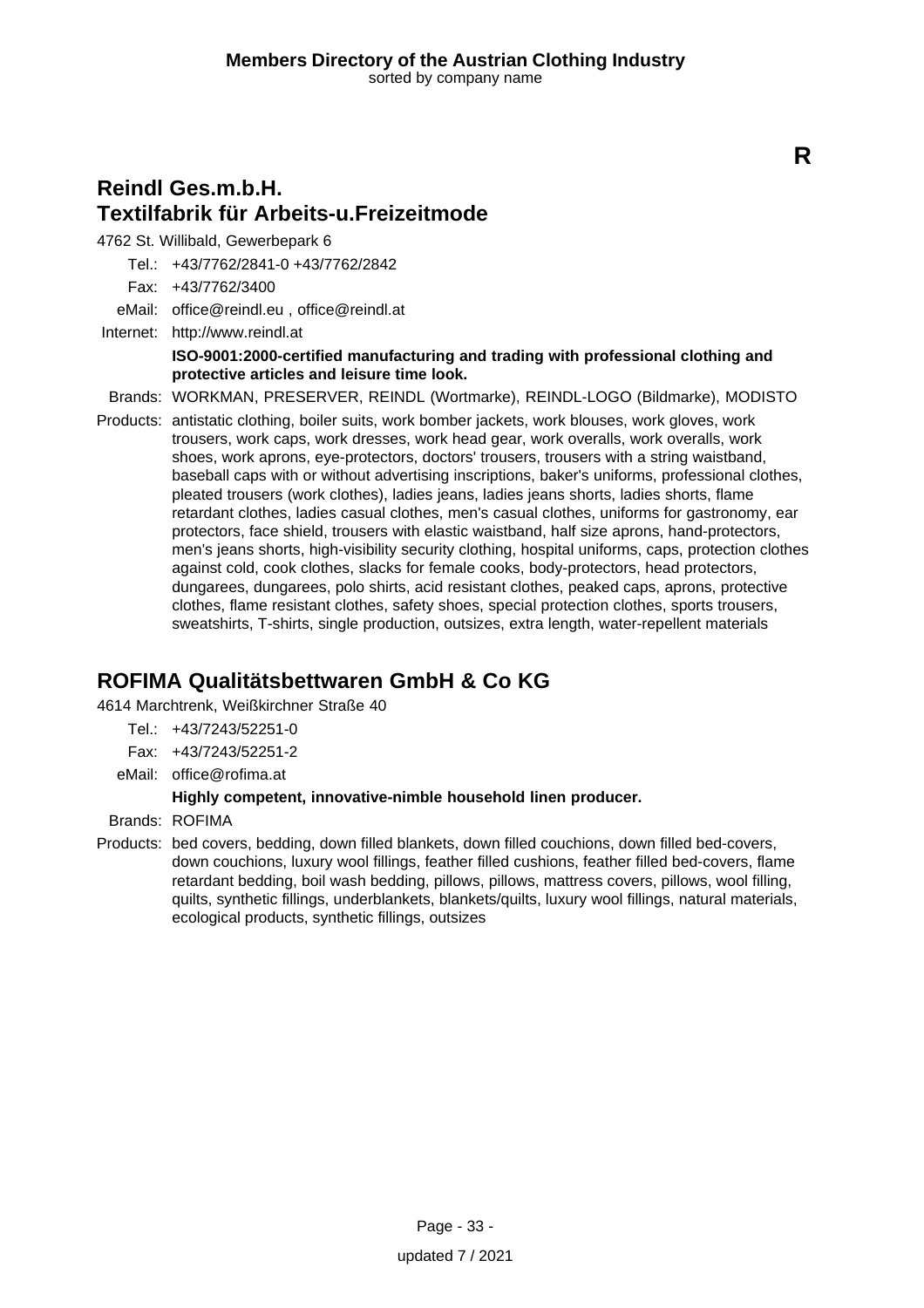R

## Reindl Ges.m.b.H.
## Textilfabrik für Arbeits-u.Freizeitmode

4762 St. Willibald, Gewerbepark 6

Tel.: +43/7762/2841-0 +43/7762/2842

Fax: +43/7762/3400

eMail: office@reindl.eu , office@reindl.at

Internet: http://www.reindl.at

**ISO-9001:2000-certified manufacturing and trading with professional clothing and protective articles and leisure time look.**

Brands: WORKMAN, PRESERVER, REINDL (Wortmarke), REINDL-LOGO (Bildmarke), MODISTO

Products: antistatic clothing, boiler suits, work bomber jackets, work blouses, work gloves, work trousers, work caps, work dresses, work head gear, work overalls, work overalls, work shoes, work aprons, eye-protectors, doctors' trousers, trousers with a string waistband, baseball caps with or without advertising inscriptions, baker's uniforms, professional clothes, pleated trousers (work clothes), ladies jeans, ladies jeans shorts, ladies shorts, flame retardant clothes, ladies casual clothes, men's casual clothes, uniforms for gastronomy, ear protectors, face shield, trousers with elastic waistband, half size aprons, hand-protectors, men's jeans shorts, high-visibility security clothing, hospital uniforms, caps, protection clothes against cold, cook clothes, slacks for female cooks, body-protectors, head protectors, dungarees, dungarees, polo shirts, acid resistant clothes, peaked caps, aprons, protective clothes, flame resistant clothes, safety shoes, special protection clothes, sports trousers, sweatshirts, T-shirts, single production, outsizes, extra length, water-repellent materials

## ROFIMA Qualitätsbettwaren GmbH & Co KG

4614 Marchtrenk, Weißkirchner Straße 40

Tel.: +43/7243/52251-0

Fax: +43/7243/52251-2

eMail: office@rofima.at

**Highly competent, innovative-nimble household linen producer.**

Brands: ROFIMA

Products: bed covers, bedding, down filled blankets, down filled couchions, down filled bed-covers, down couchions, luxury wool fillings, feather filled cushions, feather filled bed-covers, flame retardant bedding, boil wash bedding, pillows, pillows, mattress covers, pillows, wool filling, quilts, synthetic fillings, underblankets, blankets/quilts, luxury wool fillings, natural materials, ecological products, synthetic fillings, outsizes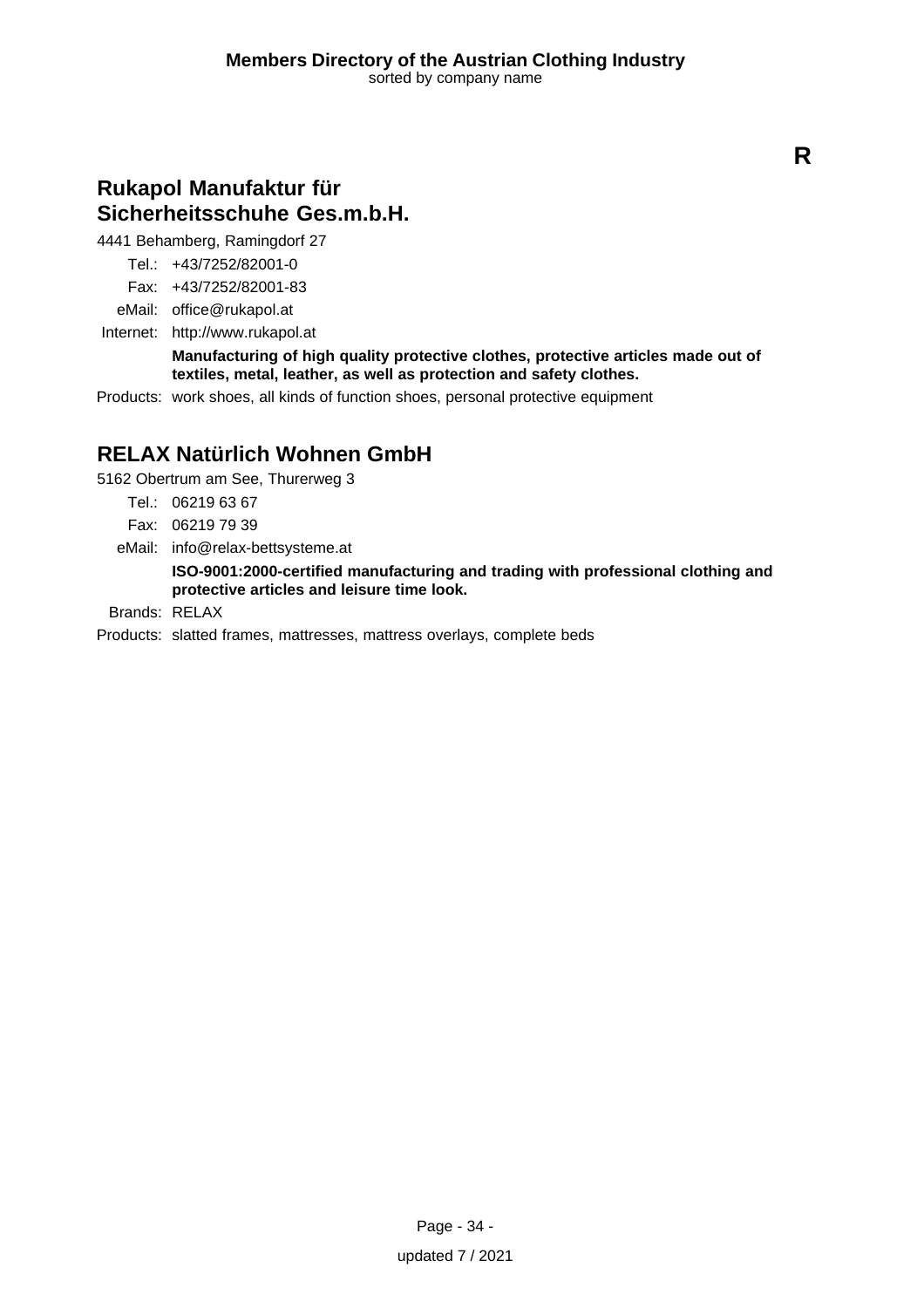**R**

## Rukapol Manufaktur für Sicherheitsschuhe Ges.m.b.H.

4441 Behamberg, Ramingdorf 27

Tel.: +43/7252/82001-0
Fax: +43/7252/82001-83
eMail: office@rukapol.at
Internet: http://www.rukapol.at

**Manufacturing of high quality protective clothes, protective articles made out of textiles, metal, leather, as well as protection and safety clothes.**

Products: work shoes, all kinds of function shoes, personal protective equipment

## RELAX Natürlich Wohnen GmbH

5162 Obertrum am See, Thurerweg 3

Tel.: 06219 63 67
Fax: 06219 79 39
eMail: info@relax-bettsysteme.at

**ISO-9001:2000-certified manufacturing and trading with professional clothing and protective articles and leisure time look.**

Brands: RELAX

Products: slatted frames, mattresses, mattress overlays, complete beds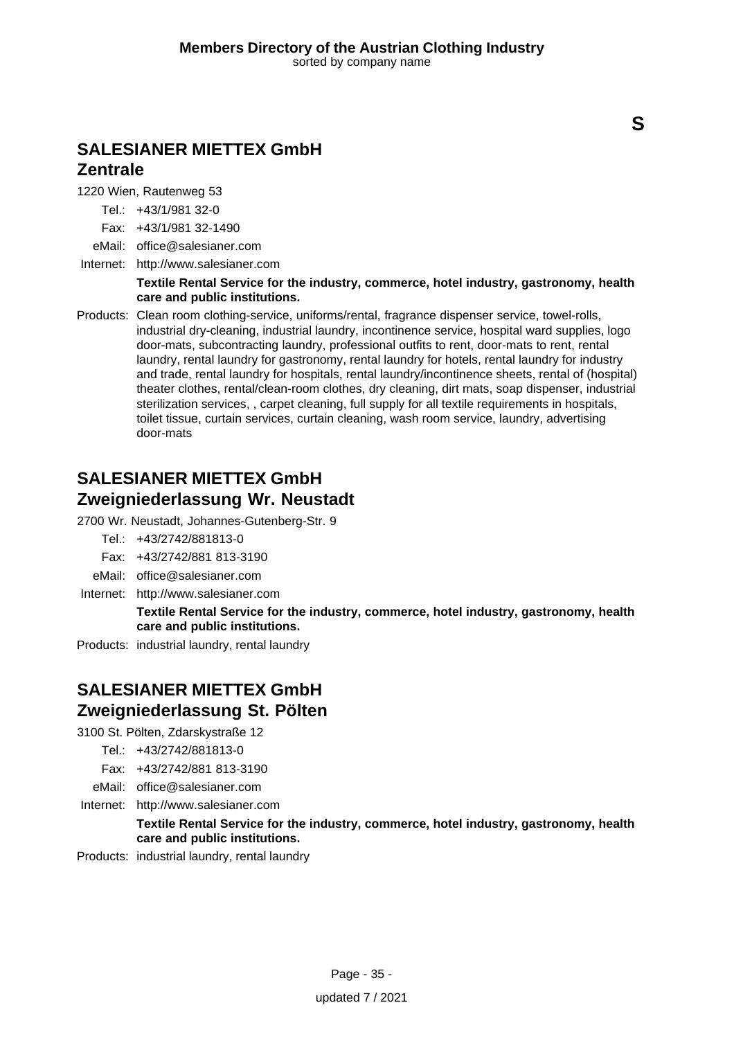S

## SALESIANER MIETTEX GmbH
## Zentrale

1220 Wien, Rautenweg 53

Tel.: +43/1/981 32-0

Fax: +43/1/981 32-1490

eMail: office@salesianer.com

Internet: http://www.salesianer.com

**Textile Rental Service for the industry, commerce, hotel industry, gastronomy, health care and public institutions.**

Products: Clean room clothing-service, uniforms/rental, fragrance dispenser service, towel-rolls, industrial dry-cleaning, industrial laundry, incontinence service, hospital ward supplies, logo door-mats, subcontracting laundry, professional outfits to rent, door-mats to rent, rental laundry, rental laundry for gastronomy, rental laundry for hotels, rental laundry for industry and trade, rental laundry for hospitals, rental laundry/incontinence sheets, rental of (hospital) theater clothes, rental/clean-room clothes, dry cleaning, dirt mats, soap dispenser, industrial sterilization services, , carpet cleaning, full supply for all textile requirements in hospitals, toilet tissue, curtain services, curtain cleaning, wash room service, laundry, advertising door-mats

## SALESIANER MIETTEX GmbH
## Zweigniederlassung Wr. Neustadt

2700 Wr. Neustadt, Johannes-Gutenberg-Str. 9

Tel.: +43/2742/881813-0

Fax: +43/2742/881 813-3190

eMail: office@salesianer.com

Internet: http://www.salesianer.com

**Textile Rental Service for the industry, commerce, hotel industry, gastronomy, health care and public institutions.**

Products: industrial laundry, rental laundry

## SALESIANER MIETTEX GmbH
## Zweigniederlassung St. Pölten

3100 St. Pölten, Zdarskystraße 12

Tel.: +43/2742/881813-0

Fax: +43/2742/881 813-3190

eMail: office@salesianer.com

Internet: http://www.salesianer.com

**Textile Rental Service for the industry, commerce, hotel industry, gastronomy, health care and public institutions.**

Products: industrial laundry, rental laundry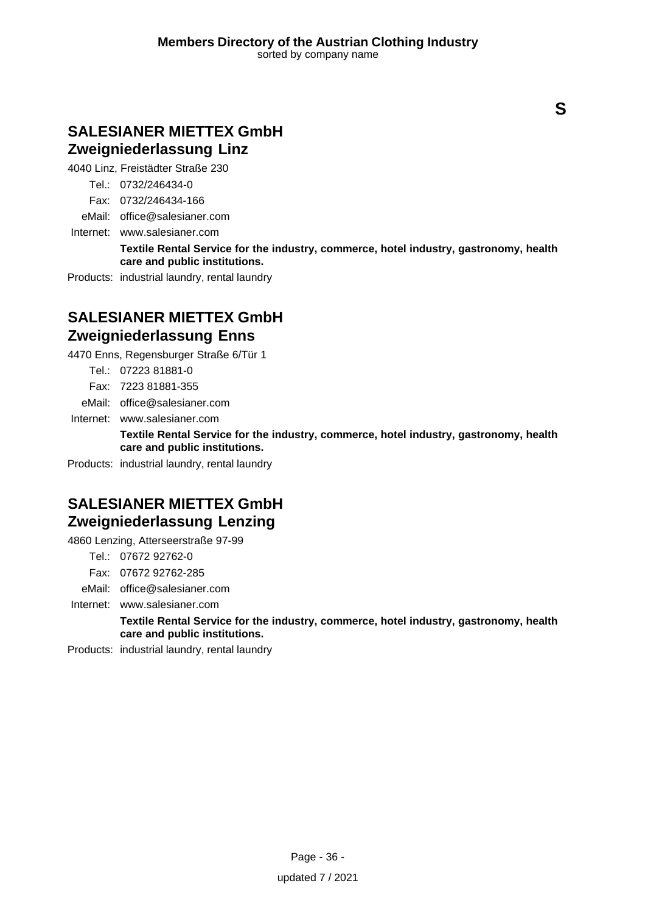**S**

## SALESIANER MIETTEX GmbH
## Zweigniederlassung Linz

4040 Linz, Freistädter Straße 230

Tel.: 0732/246434-0
Fax: 0732/246434-166
eMail: office@salesianer.com
Internet: www.salesianer.com

**Textile Rental Service for the industry, commerce, hotel industry, gastronomy, health care and public institutions.**

Products: industrial laundry, rental laundry

## SALESIANER MIETTEX GmbH
## Zweigniederlassung Enns

4470 Enns, Regensburger Straße 6/Tür 1

Tel.: 07223 81881-0
Fax: 7223 81881-355
eMail: office@salesianer.com
Internet: www.salesianer.com

**Textile Rental Service for the industry, commerce, hotel industry, gastronomy, health care and public institutions.**

Products: industrial laundry, rental laundry

## SALESIANER MIETTEX GmbH
## Zweigniederlassung Lenzing

4860 Lenzing, Atterseerstraße 97-99

Tel.: 07672 92762-0
Fax: 07672 92762-285
eMail: office@salesianer.com
Internet: www.salesianer.com

**Textile Rental Service for the industry, commerce, hotel industry, gastronomy, health care and public institutions.**

Products: industrial laundry, rental laundry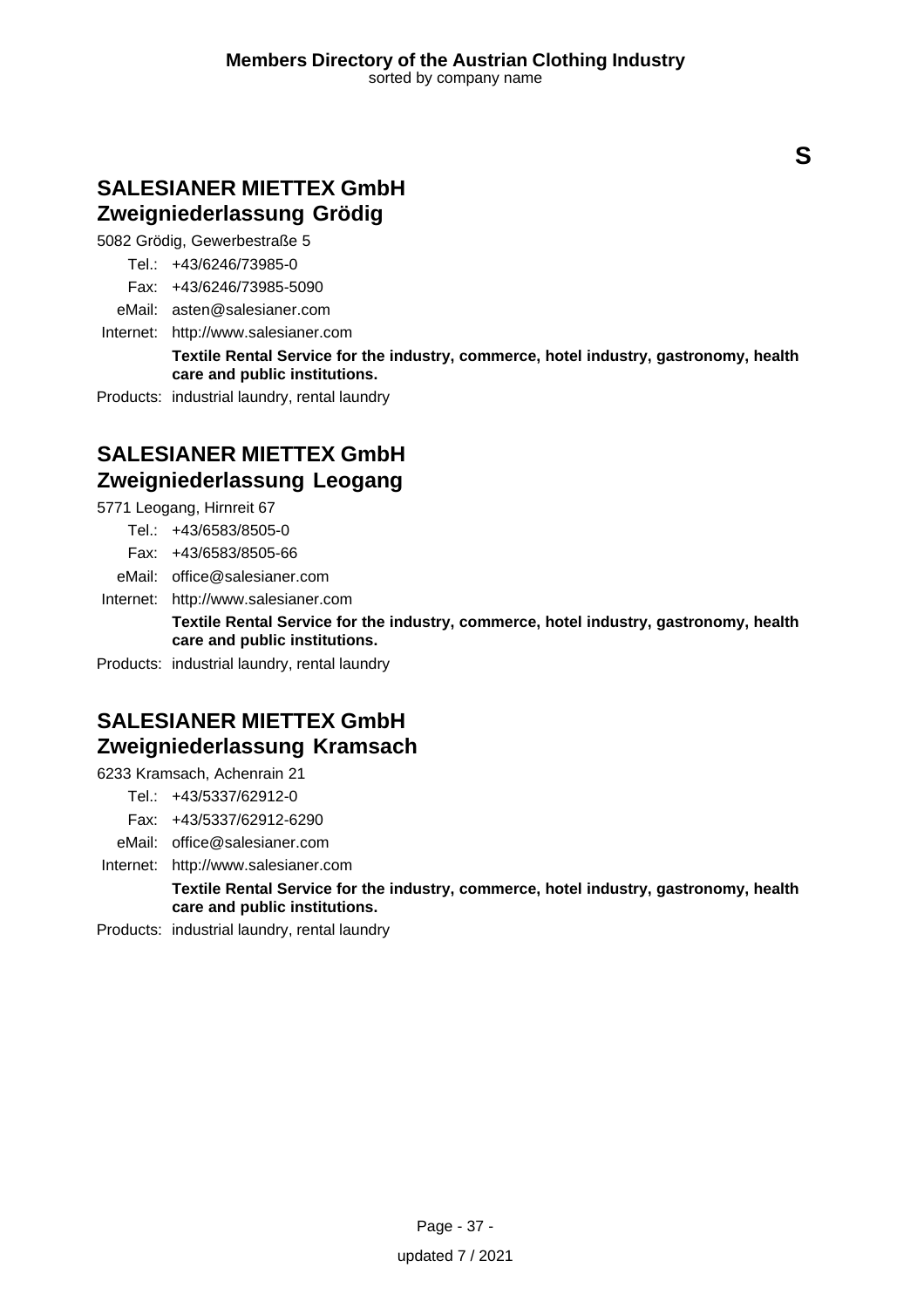**S**

## SALESIANER MIETTEX GmbH
## Zweigniederlassung Grödig

5082 Grödig, Gewerbestraße 5

Tel.: +43/6246/73985-0

Fax: +43/6246/73985-5090

eMail: asten@salesianer.com

Internet: http://www.salesianer.com

**Textile Rental Service for the industry, commerce, hotel industry, gastronomy, health care and public institutions.**

Products: industrial laundry, rental laundry

## SALESIANER MIETTEX GmbH
## Zweigniederlassung Leogang

5771 Leogang, Hirnreit 67

Tel.: +43/6583/8505-0

Fax: +43/6583/8505-66

eMail: office@salesianer.com

Internet: http://www.salesianer.com

**Textile Rental Service for the industry, commerce, hotel industry, gastronomy, health care and public institutions.**

Products: industrial laundry, rental laundry

## SALESIANER MIETTEX GmbH
## Zweigniederlassung Kramsach

6233 Kramsach, Achenrain 21

Tel.: +43/5337/62912-0

Fax: +43/5337/62912-6290

eMail: office@salesianer.com

Internet: http://www.salesianer.com

**Textile Rental Service for the industry, commerce, hotel industry, gastronomy, health care and public institutions.**

Products: industrial laundry, rental laundry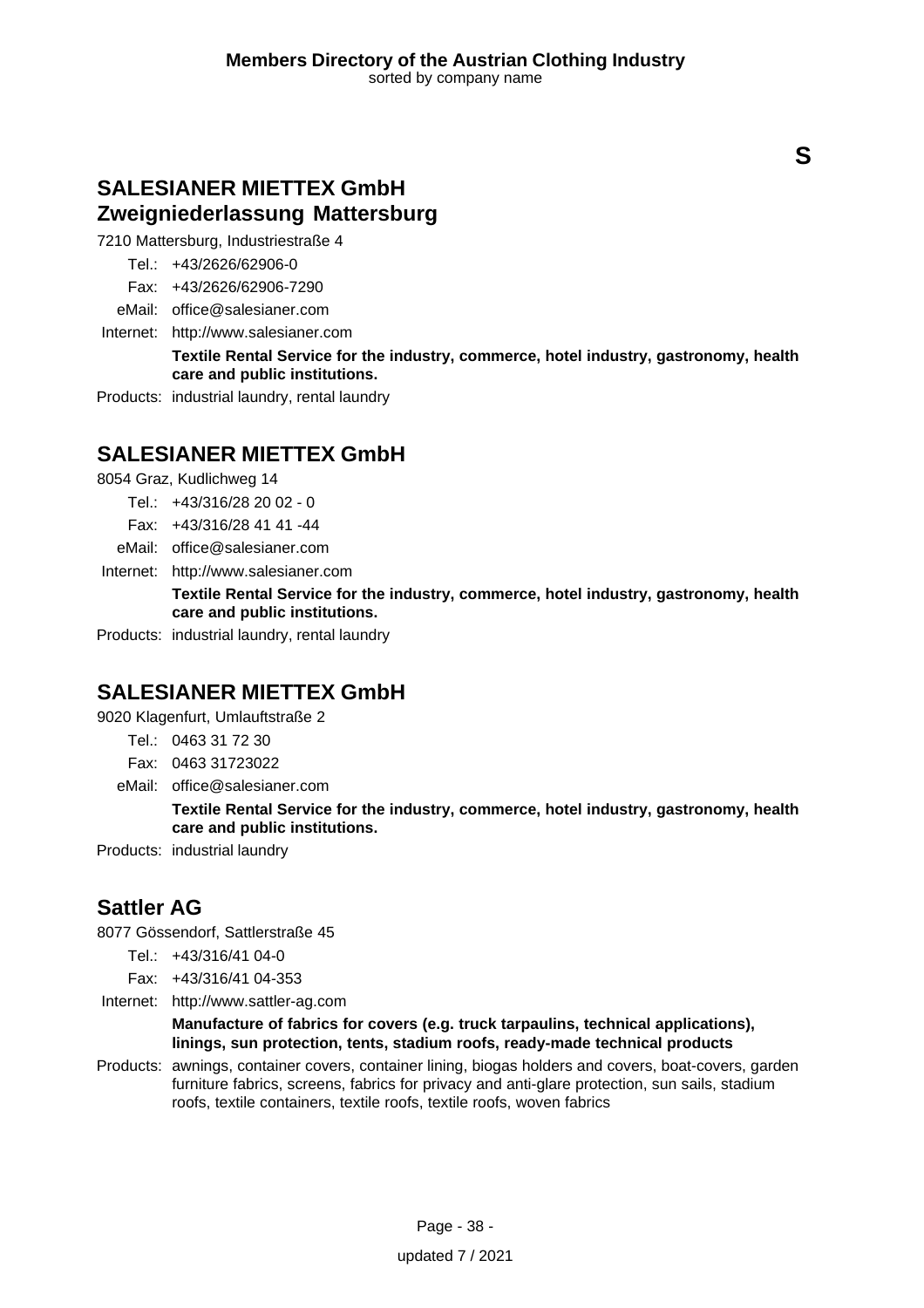**S**

## SALESIANER MIETTEX GmbH Zweigniederlassung Mattersburg

7210 Mattersburg, Industriestraße 4

Tel.: +43/2626/62906-0

Fax: +43/2626/62906-7290

eMail: office@salesianer.com

Internet: http://www.salesianer.com

**Textile Rental Service for the industry, commerce, hotel industry, gastronomy, health care and public institutions.**

Products: industrial laundry, rental laundry

## SALESIANER MIETTEX GmbH

8054 Graz, Kudlichweg 14

Tel.: +43/316/28 20 02 - 0

Fax: +43/316/28 41 41 -44

eMail: office@salesianer.com

Internet: http://www.salesianer.com

**Textile Rental Service for the industry, commerce, hotel industry, gastronomy, health care and public institutions.**

Products: industrial laundry, rental laundry

## SALESIANER MIETTEX GmbH

9020 Klagenfurt, Umlauftstraße 2

Tel.: 0463 31 72 30

Fax: 0463 31723022

eMail: office@salesianer.com

**Textile Rental Service for the industry, commerce, hotel industry, gastronomy, health care and public institutions.**

Products: industrial laundry

## Sattler AG

8077 Gössendorf, Sattlerstraße 45

Tel.: +43/316/41 04-0

Fax: +43/316/41 04-353

Internet: http://www.sattler-ag.com

**Manufacture of fabrics for covers (e.g. truck tarpaulins, technical applications), linings, sun protection, tents, stadium roofs, ready-made technical products**

Products: awnings, container covers, container lining, biogas holders and covers, boat-covers, garden furniture fabrics, screens, fabrics for privacy and anti-glare protection, sun sails, stadium roofs, textile containers, textile roofs, textile roofs, woven fabrics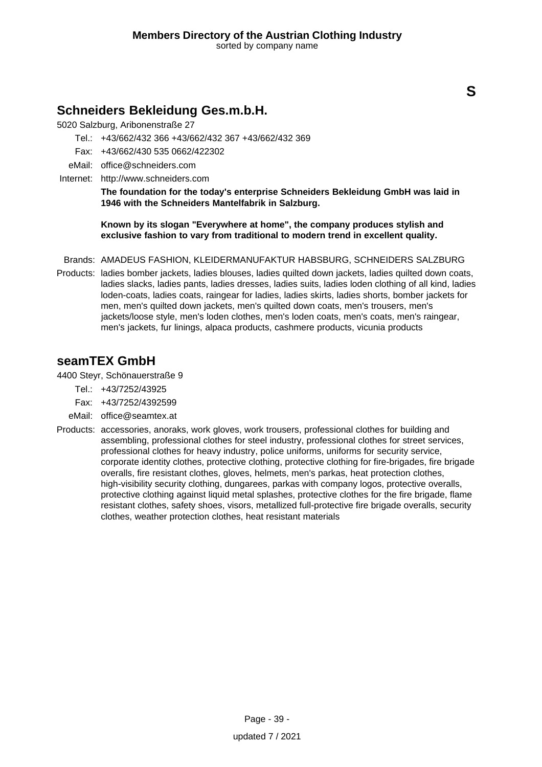**S**

## Schneiders Bekleidung Ges.m.b.H.

5020 Salzburg, Aribonenstraße 27

Tel.: +43/662/432 366 +43/662/432 367 +43/662/432 369

Fax: +43/662/430 535 0662/422302

eMail: office@schneiders.com

Internet: http://www.schneiders.com

**The foundation for the today's enterprise Schneiders Bekleidung GmbH was laid in 1946 with the Schneiders Mantelfabrik in Salzburg.**

**Known by its slogan "Everywhere at home", the company produces stylish and exclusive fashion to vary from traditional to modern trend in excellent quality.**

Brands: AMADEUS FASHION, KLEIDERMANUFAKTUR HABSBURG, SCHNEIDERS SALZBURG

Products: ladies bomber jackets, ladies blouses, ladies quilted down jackets, ladies quilted down coats, ladies slacks, ladies pants, ladies dresses, ladies suits, ladies loden clothing of all kind, ladies loden-coats, ladies coats, raingear for ladies, ladies skirts, ladies shorts, bomber jackets for men, men's quilted down jackets, men's quilted down coats, men's trousers, men's jackets/loose style, men's loden clothes, men's loden coats, men's coats, men's raingear, men's jackets, fur linings, alpaca products, cashmere products, vicunia products

## seamTEX GmbH

4400 Steyr, Schönauerstraße 9

Tel.: +43/7252/43925

Fax: +43/7252/4392599

eMail: office@seamtex.at

Products: accessories, anoraks, work gloves, work trousers, professional clothes for building and assembling, professional clothes for steel industry, professional clothes for street services, professional clothes for heavy industry, police uniforms, uniforms for security service, corporate identity clothes, protective clothing, protective clothing for fire-brigades, fire brigade overalls, fire resistant clothes, gloves, helmets, men's parkas, heat protection clothes, high-visibility security clothing, dungarees, parkas with company logos, protective overalls, protective clothing against liquid metal splashes, protective clothes for the fire brigade, flame resistant clothes, safety shoes, visors, metallized full-protective fire brigade overalls, security clothes, weather protection clothes, heat resistant materials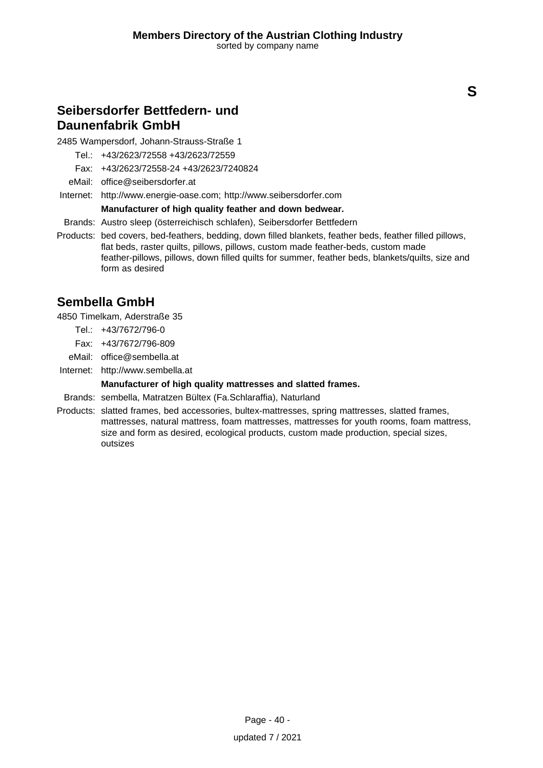S

## Seibersdorfer Bettfedern- und Daunenfabrik GmbH

2485 Wampersdorf, Johann-Strauss-Straße 1

Tel.: +43/2623/72558 +43/2623/72559

Fax: +43/2623/72558-24 +43/2623/7240824

eMail: office@seibersdorfer.at

Internet: http://www.energie-oase.com; http://www.seibersdorfer.com

**Manufacturer of high quality feather and down bedwear.**

Brands: Austro sleep (österreichisch schlafen), Seibersdorfer Bettfedern

Products: bed covers, bed-feathers, bedding, down filled blankets, feather beds, feather filled pillows, flat beds, raster quilts, pillows, pillows, custom made feather-beds, custom made feather-pillows, pillows, down filled quilts for summer, feather beds, blankets/quilts, size and form as desired

## Sembella GmbH

4850 Timelkam, Aderstraße 35

Tel.: +43/7672/796-0

Fax: +43/7672/796-809

eMail: office@sembella.at

Internet: http://www.sembella.at

**Manufacturer of high quality mattresses and slatted frames.**

Brands: sembella, Matratzen Bültex (Fa.Schlaraffia), Naturland

Products: slatted frames, bed accessories, bultex-mattresses, spring mattresses, slatted frames, mattresses, natural mattress, foam mattresses, mattresses for youth rooms, foam mattress, size and form as desired, ecological products, custom made production, special sizes, outsizes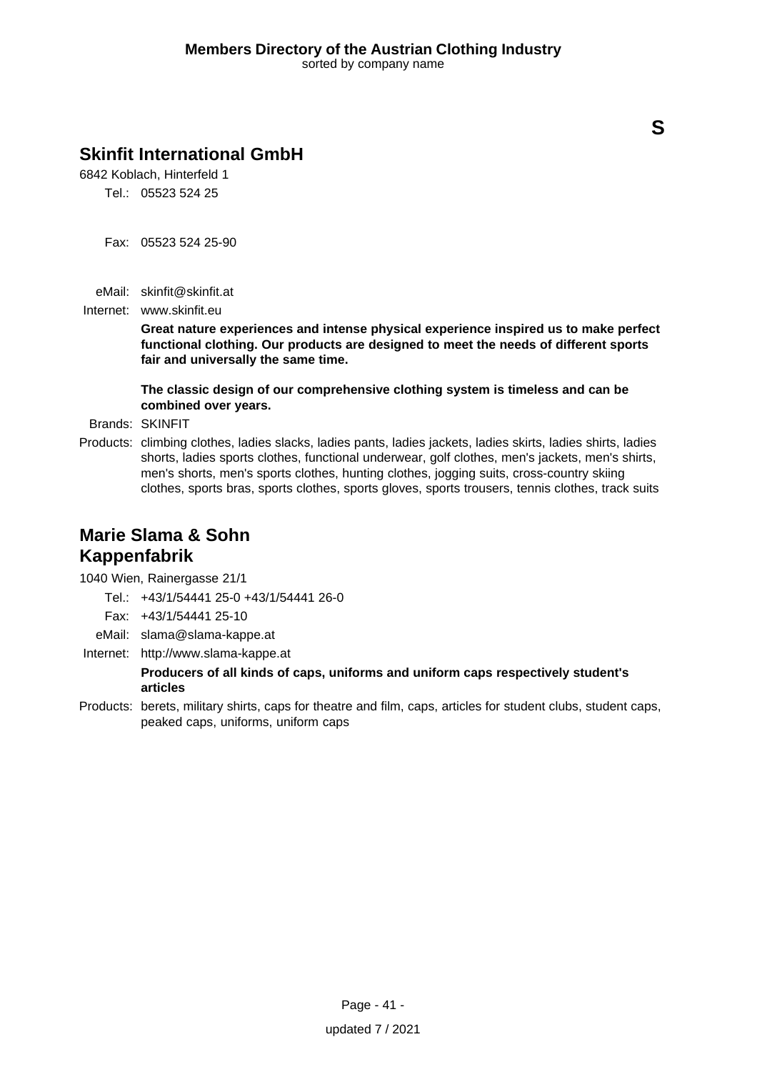S

## Skinfit International GmbH

6842 Koblach, Hinterfeld 1

Tel.: 05523 524 25

Fax: 05523 524 25-90

eMail: skinfit@skinfit.at

Internet: www.skinfit.eu

**Great nature experiences and intense physical experience inspired us to make perfect functional clothing. Our products are designed to meet the needs of different sports fair and universally the same time.**

**The classic design of our comprehensive clothing system is timeless and can be combined over years.**

Brands: SKINFIT

Products: climbing clothes, ladies slacks, ladies pants, ladies jackets, ladies skirts, ladies shirts, ladies shorts, ladies sports clothes, functional underwear, golf clothes, men's jackets, men's shirts, men's shorts, men's sports clothes, hunting clothes, jogging suits, cross-country skiing clothes, sports bras, sports clothes, sports gloves, sports trousers, tennis clothes, track suits

## Marie Slama & Sohn Kappenfabrik

1040 Wien, Rainergasse 21/1

Tel.: +43/1/54441 25-0 +43/1/54441 26-0

Fax: +43/1/54441 25-10

eMail: slama@slama-kappe.at

Internet: http://www.slama-kappe.at

**Producers of all kinds of caps, uniforms and uniform caps respectively student's articles**

Products: berets, military shirts, caps for theatre and film, caps, articles for student clubs, student caps, peaked caps, uniforms, uniform caps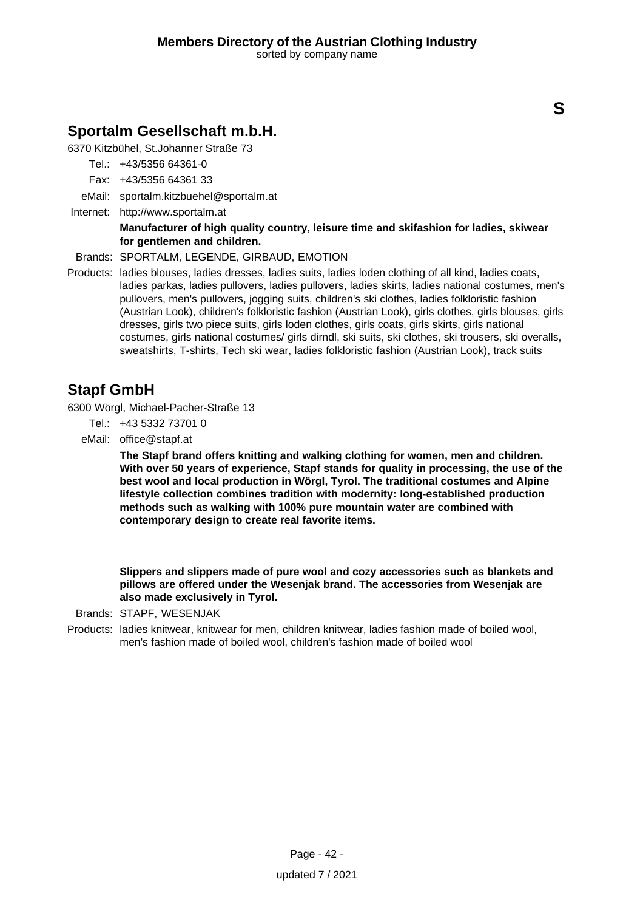**S**

## Sportalm Gesellschaft m.b.H.

6370 Kitzbühel, St.Johanner Straße 73

Tel.: +43/5356 64361-0

Fax: +43/5356 64361 33

eMail: sportalm.kitzbuehel@sportalm.at

Internet: http://www.sportalm.at

**Manufacturer of high quality country, leisure time and skifashion for ladies, skiwear for gentlemen and children.**

Brands: SPORTALM, LEGENDE, GIRBAUD, EMOTION

Products: ladies blouses, ladies dresses, ladies suits, ladies loden clothing of all kind, ladies coats, ladies parkas, ladies pullovers, ladies pullovers, ladies skirts, ladies national costumes, men's pullovers, men's pullovers, jogging suits, children's ski clothes, ladies folkloristic fashion (Austrian Look), children's folkloristic fashion (Austrian Look), girls clothes, girls blouses, girls dresses, girls two piece suits, girls loden clothes, girls coats, girls skirts, girls national costumes, girls national costumes/ girls dirndl, ski suits, ski clothes, ski trousers, ski overalls, sweatshirts, T-shirts, Tech ski wear, ladies folkloristic fashion (Austrian Look), track suits

## Stapf GmbH

6300 Wörgl, Michael-Pacher-Straße 13

Tel.: +43 5332 73701 0

eMail: office@stapf.at

**The Stapf brand offers knitting and walking clothing for women, men and children. With over 50 years of experience, Stapf stands for quality in processing, the use of the best wool and local production in Wörgl, Tyrol. The traditional costumes and Alpine lifestyle collection combines tradition with modernity: long-established production methods such as walking with 100% pure mountain water are combined with contemporary design to create real favorite items.**

**Slippers and slippers made of pure wool and cozy accessories such as blankets and pillows are offered under the Wesenjak brand. The accessories from Wesenjak are also made exclusively in Tyrol.**

Brands: STAPF, WESENJAK

Products: ladies knitwear, knitwear for men, children knitwear, ladies fashion made of boiled wool, men's fashion made of boiled wool, children's fashion made of boiled wool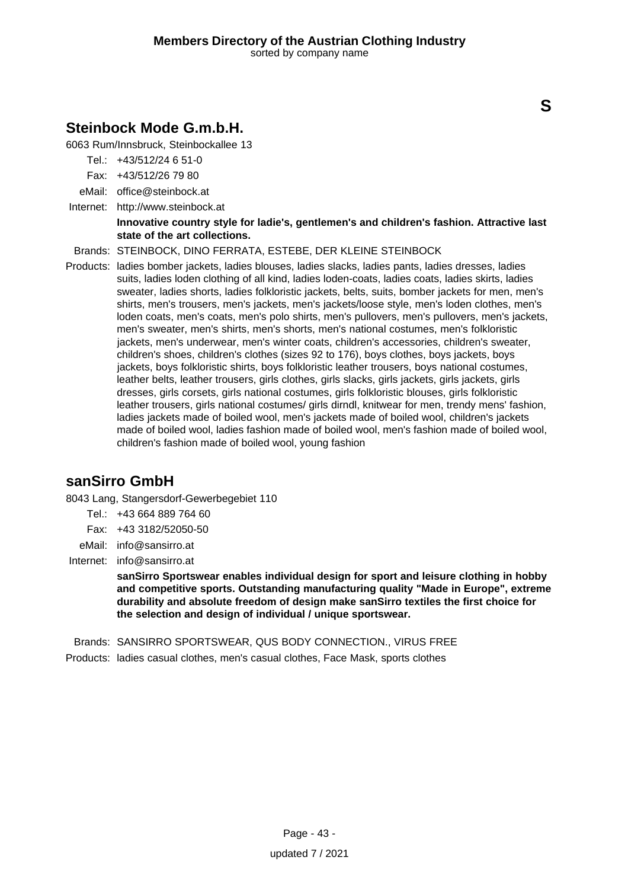S

## Steinbock Mode G.m.b.H.

6063 Rum/Innsbruck, Steinbockallee 13

Tel.: +43/512/24 6 51-0

Fax: +43/512/26 79 80

eMail: office@steinbock.at

Internet: http://www.steinbock.at

**Innovative country style for ladie's, gentlemen's and children's fashion. Attractive last state of the art collections.**

Brands: STEINBOCK, DINO FERRATA, ESTEBE, DER KLEINE STEINBOCK

Products: ladies bomber jackets, ladies blouses, ladies slacks, ladies pants, ladies dresses, ladies suits, ladies loden clothing of all kind, ladies loden-coats, ladies coats, ladies skirts, ladies sweater, ladies shorts, ladies folkloristic jackets, belts, suits, bomber jackets for men, men's shirts, men's trousers, men's jackets, men's jackets/loose style, men's loden clothes, men's loden coats, men's coats, men's polo shirts, men's pullovers, men's pullovers, men's jackets, men's sweater, men's shirts, men's shorts, men's national costumes, men's folkloristic jackets, men's underwear, men's winter coats, children's accessories, children's sweater, children's shoes, children's clothes (sizes 92 to 176), boys clothes, boys jackets, boys jackets, boys folkloristic shirts, boys folkloristic leather trousers, boys national costumes, leather belts, leather trousers, girls clothes, girls slacks, girls jackets, girls jackets, girls dresses, girls corsets, girls national costumes, girls folkloristic blouses, girls folkloristic leather trousers, girls national costumes/ girls dirndl, knitwear for men, trendy mens' fashion, ladies jackets made of boiled wool, men's jackets made of boiled wool, children's jackets made of boiled wool, ladies fashion made of boiled wool, men's fashion made of boiled wool, children's fashion made of boiled wool, young fashion

## sanSirro GmbH

8043 Lang, Stangersdorf-Gewerbegebiet 110

Tel.: +43 664 889 764 60

Fax: +43 3182/52050-50

eMail: info@sansirro.at

Internet: info@sansirro.at

**sanSirro Sportswear enables individual design for sport and leisure clothing in hobby and competitive sports. Outstanding manufacturing quality "Made in Europe", extreme durability and absolute freedom of design make sanSirro textiles the first choice for the selection and design of individual / unique sportswear.**

Brands: SANSIRRO SPORTSWEAR, QUS BODY CONNECTION., VIRUS FREE

Products: ladies casual clothes, men's casual clothes, Face Mask, sports clothes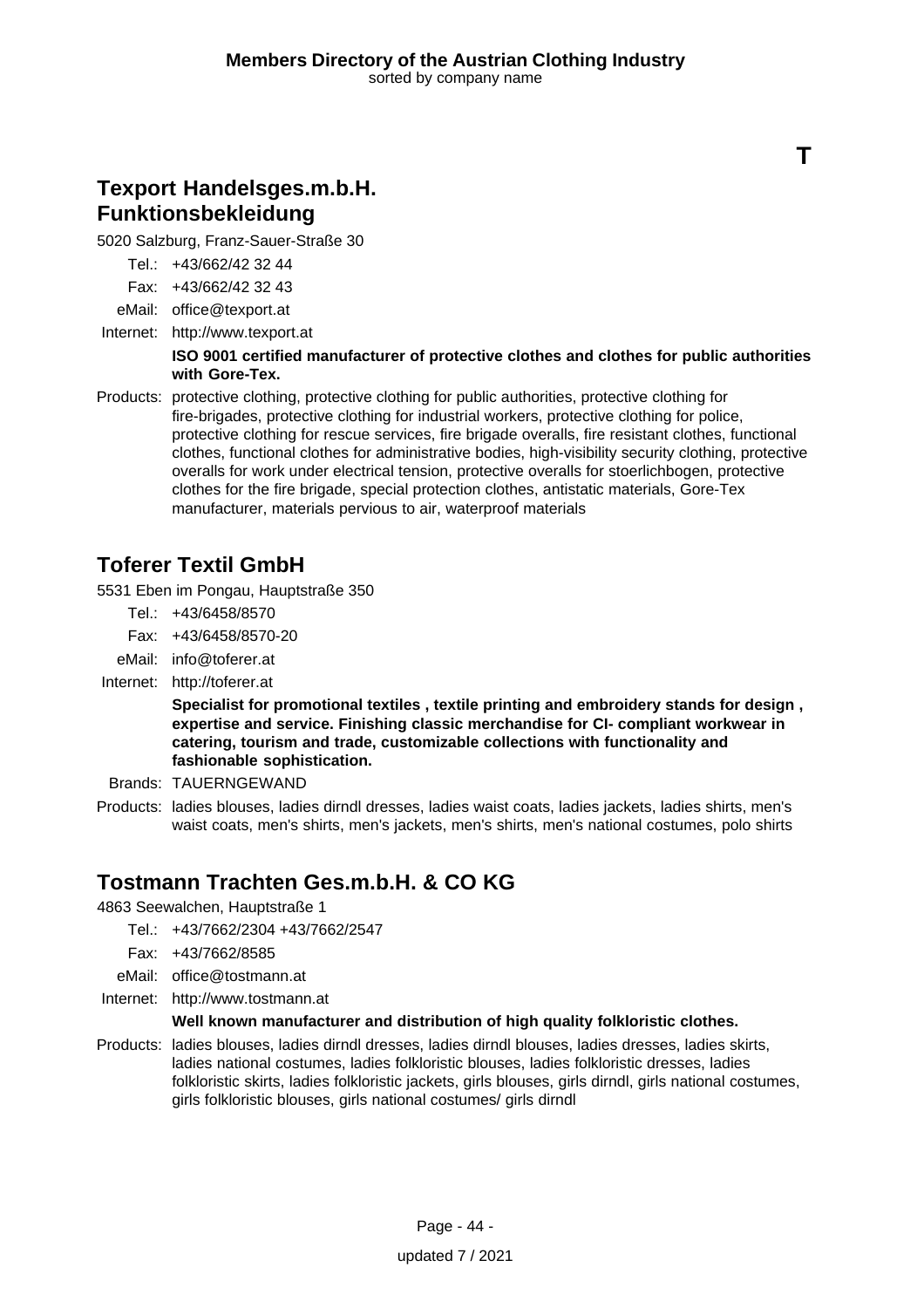**T**

## Texport Handelsges.m.b.H. Funktionsbekleidung

5020 Salzburg, Franz-Sauer-Straße 30

Tel.: +43/662/42 32 44
Fax: +43/662/42 32 43
eMail: office@texport.at
Internet: http://www.texport.at

**ISO 9001 certified manufacturer of protective clothes and clothes for public authorities with Gore-Tex.**

Products: protective clothing, protective clothing for public authorities, protective clothing for fire-brigades, protective clothing for industrial workers, protective clothing for police, protective clothing for rescue services, fire brigade overalls, fire resistant clothes, functional clothes, functional clothes for administrative bodies, high-visibility security clothing, protective overalls for work under electrical tension, protective overalls for stoerlichbogen, protective clothes for the fire brigade, special protection clothes, antistatic materials, Gore-Tex manufacturer, materials pervious to air, waterproof materials

## Toferer Textil GmbH

5531 Eben im Pongau, Hauptstraße 350

Tel.: +43/6458/8570
Fax: +43/6458/8570-20
eMail: info@toferer.at
Internet: http://toferer.at

**Specialist for promotional textiles , textile printing and embroidery stands for design , expertise and service. Finishing classic merchandise for CI- compliant workwear in catering, tourism and trade, customizable collections with functionality and fashionable sophistication.**

Brands: TAUERNGEWAND

Products: ladies blouses, ladies dirndl dresses, ladies waist coats, ladies jackets, ladies shirts, men's waist coats, men's shirts, men's jackets, men's shirts, men's national costumes, polo shirts

## Tostmann Trachten Ges.m.b.H. & CO KG

4863 Seewalchen, Hauptstraße 1

Tel.: +43/7662/2304 +43/7662/2547
Fax: +43/7662/8585
eMail: office@tostmann.at
Internet: http://www.tostmann.at

**Well known manufacturer and distribution of high quality folkloristic clothes.**

Products: ladies blouses, ladies dirndl dresses, ladies dirndl blouses, ladies dresses, ladies skirts, ladies national costumes, ladies folkloristic blouses, ladies folkloristic dresses, ladies folkloristic skirts, ladies folkloristic jackets, girls blouses, girls dirndl, girls national costumes, girls folkloristic blouses, girls national costumes/ girls dirndl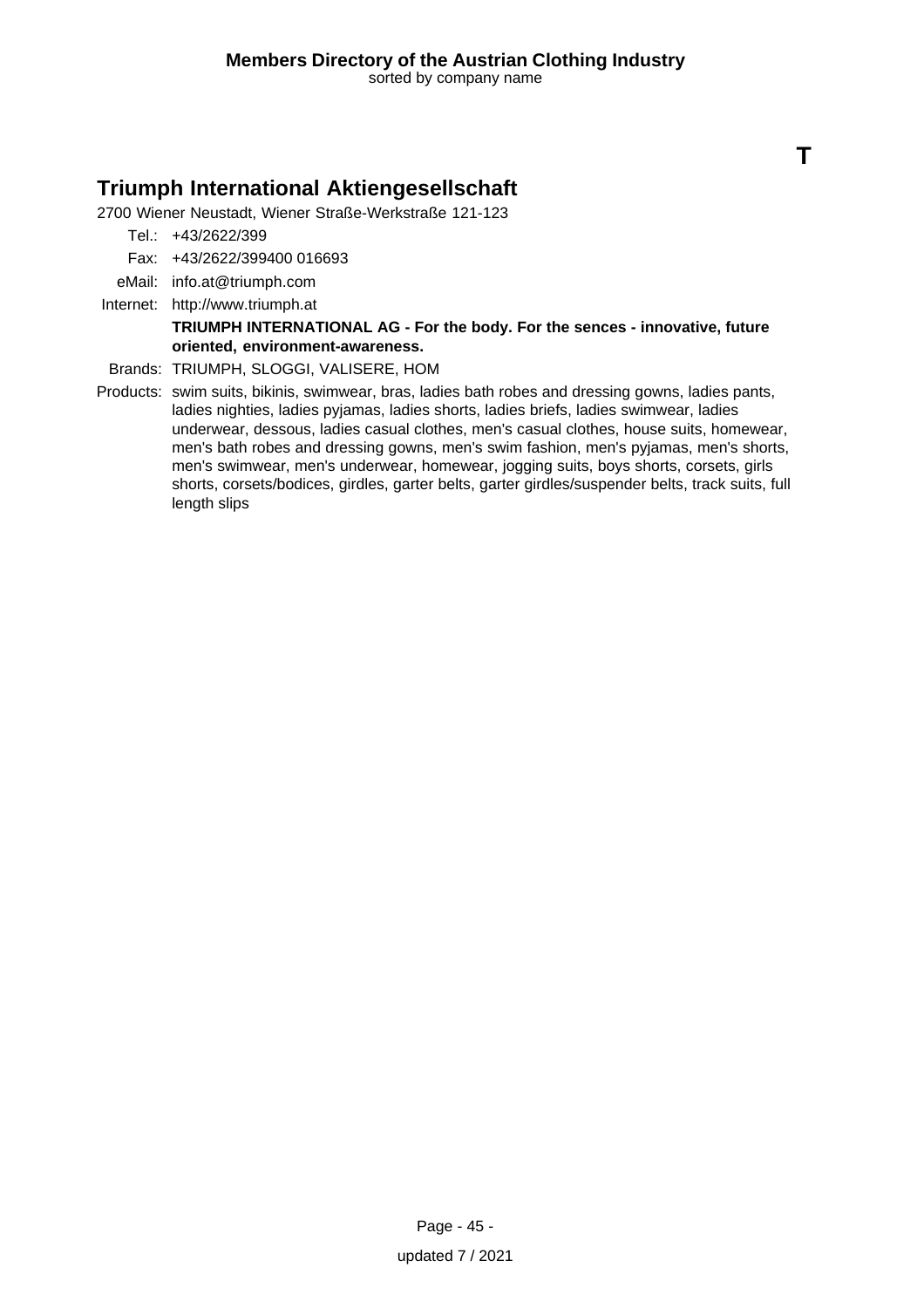**T**

## Triumph International Aktiengesellschaft

2700 Wiener Neustadt, Wiener Straße-Werkstraße 121-123

Tel.: +43/2622/399

Fax: +43/2622/399400 016693

eMail: info.at@triumph.com

Internet: http://www.triumph.at

**TRIUMPH INTERNATIONAL AG - For the body. For the sences - innovative, future oriented, environment-awareness.**

Brands: TRIUMPH, SLOGGI, VALISERE, HOM

Products: swim suits, bikinis, swimwear, bras, ladies bath robes and dressing gowns, ladies pants, ladies nighties, ladies pyjamas, ladies shorts, ladies briefs, ladies swimwear, ladies underwear, dessous, ladies casual clothes, men's casual clothes, house suits, homewear, men's bath robes and dressing gowns, men's swim fashion, men's pyjamas, men's shorts, men's swimwear, men's underwear, homewear, jogging suits, boys shorts, corsets, girls shorts, corsets/bodices, girdles, garter belts, garter girdles/suspender belts, track suits, full length slips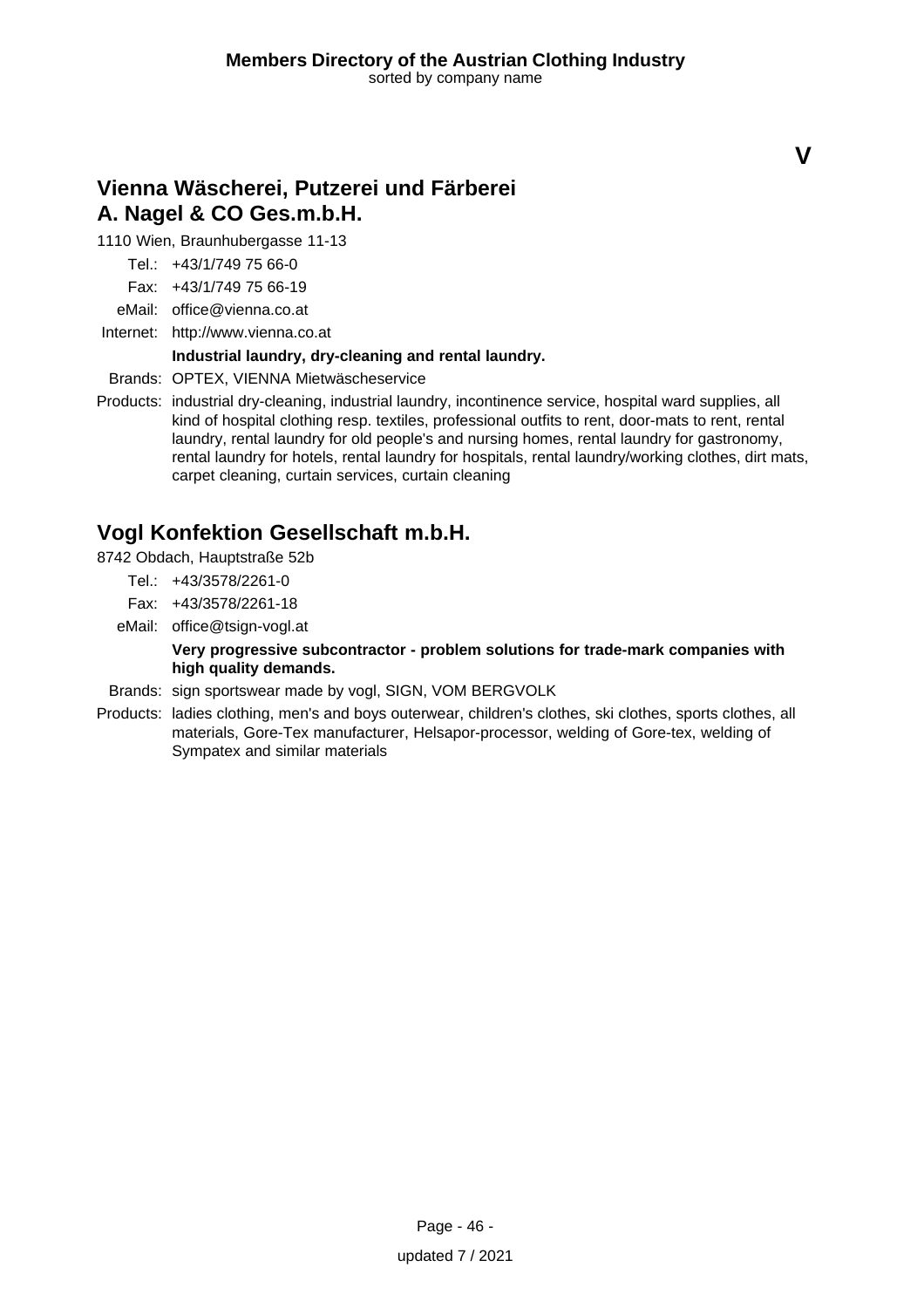V

## Vienna Wäscherei, Putzerei und Färberei A. Nagel & CO Ges.m.b.H.

1110 Wien, Braunhubergasse 11-13

Tel.: +43/1/749 75 66-0

Fax: +43/1/749 75 66-19

eMail: office@vienna.co.at

Internet: http://www.vienna.co.at

**Industrial laundry, dry-cleaning and rental laundry.**

Brands: OPTEX, VIENNA Mietwäscheservice

Products: industrial dry-cleaning, industrial laundry, incontinence service, hospital ward supplies, all kind of hospital clothing resp. textiles, professional outfits to rent, door-mats to rent, rental laundry, rental laundry for old people's and nursing homes, rental laundry for gastronomy, rental laundry for hotels, rental laundry for hospitals, rental laundry/working clothes, dirt mats, carpet cleaning, curtain services, curtain cleaning

## Vogl Konfektion Gesellschaft m.b.H.

8742 Obdach, Hauptstraße 52b

Tel.: +43/3578/2261-0

Fax: +43/3578/2261-18

eMail: office@tsign-vogl.at

**Very progressive subcontractor - problem solutions for trade-mark companies with high quality demands.**

Brands: sign sportswear made by vogl, SIGN, VOM BERGVOLK

Products: ladies clothing, men's and boys outerwear, children's clothes, ski clothes, sports clothes, all materials, Gore-Tex manufacturer, Helsapor-processor, welding of Gore-tex, welding of Sympatex and similar materials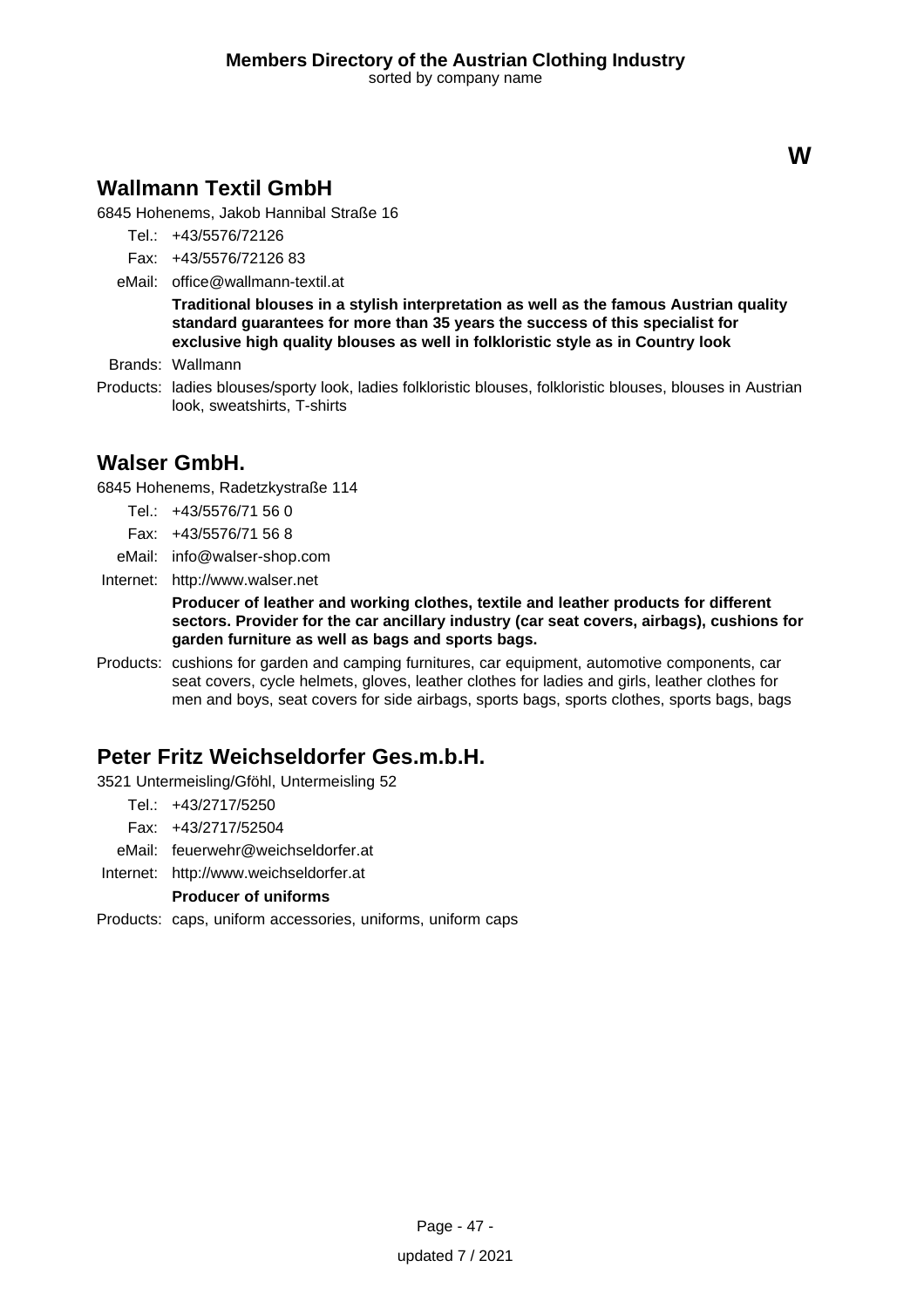**W**

## Wallmann Textil GmbH

6845 Hohenems, Jakob Hannibal Straße 16

Tel.: +43/5576/72126

Fax: +43/5576/72126 83

eMail: office@wallmann-textil.at

**Traditional blouses in a stylish interpretation as well as the famous Austrian quality standard guarantees for more than 35 years the success of this specialist for exclusive high quality blouses as well in folkloristic style as in Country look**

Brands: Wallmann

Products: ladies blouses/sporty look, ladies folkloristic blouses, folkloristic blouses, blouses in Austrian look, sweatshirts, T-shirts

## Walser GmbH.

6845 Hohenems, Radetzkystraße 114

Tel.: +43/5576/71 56 0

Fax: +43/5576/71 56 8

eMail: info@walser-shop.com

Internet: http://www.walser.net

**Producer of leather and working clothes, textile and leather products for different sectors. Provider for the car ancillary industry (car seat covers, airbags), cushions for garden furniture as well as bags and sports bags.**

Products: cushions for garden and camping furnitures, car equipment, automotive components, car seat covers, cycle helmets, gloves, leather clothes for ladies and girls, leather clothes for men and boys, seat covers for side airbags, sports bags, sports clothes, sports bags, bags

## Peter Fritz Weichseldorfer Ges.m.b.H.

3521 Untermeisling/Gföhl, Untermeisling 52

Tel.: +43/2717/5250

Fax: +43/2717/52504

eMail: feuerwehr@weichseldorfer.at

Internet: http://www.weichseldorfer.at

**Producer of uniforms**

Products: caps, uniform accessories, uniforms, uniform caps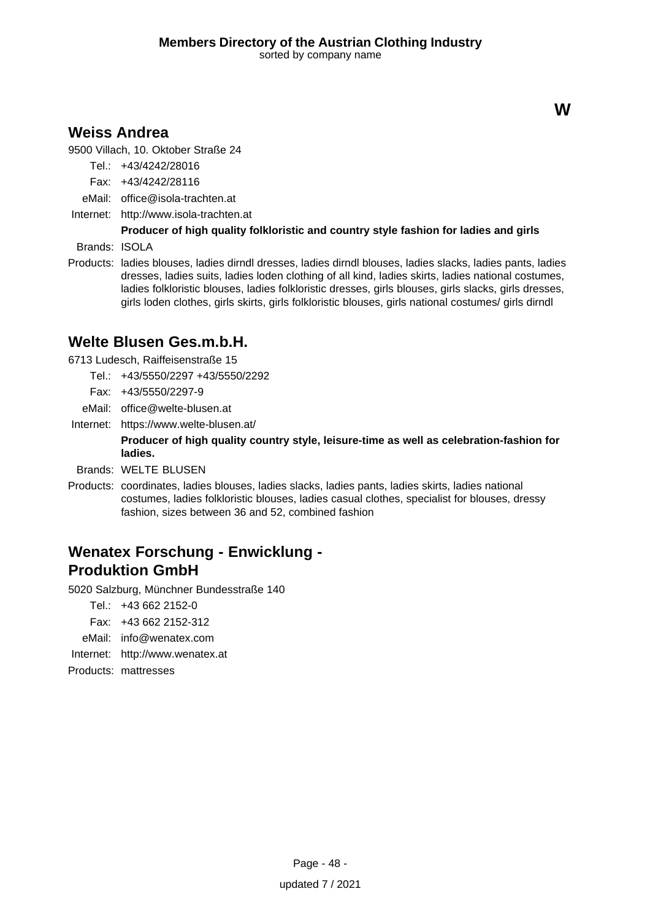# W

## Weiss Andrea

9500 Villach, 10. Oktober Straße 24

Tel.: +43/4242/28016

Fax: +43/4242/28116

eMail: office@isola-trachten.at

Internet: http://www.isola-trachten.at

**Producer of high quality folkloristic and country style fashion for ladies and girls**

Brands: ISOLA

Products: ladies blouses, ladies dirndl dresses, ladies dirndl blouses, ladies slacks, ladies pants, ladies dresses, ladies suits, ladies loden clothing of all kind, ladies skirts, ladies national costumes, ladies folkloristic blouses, ladies folkloristic dresses, girls blouses, girls slacks, girls dresses, girls loden clothes, girls skirts, girls folkloristic blouses, girls national costumes/ girls dirndl

## Welte Blusen Ges.m.b.H.

6713 Ludesch, Raiffeisenstraße 15

Tel.: +43/5550/2297 +43/5550/2292

Fax: +43/5550/2297-9

eMail: office@welte-blusen.at

Internet: https://www.welte-blusen.at/

**Producer of high quality country style, leisure-time as well as celebration-fashion for ladies.**

Brands: WELTE BLUSEN

Products: coordinates, ladies blouses, ladies slacks, ladies pants, ladies skirts, ladies national costumes, ladies folkloristic blouses, ladies casual clothes, specialist for blouses, dressy fashion, sizes between 36 and 52, combined fashion

## Wenatex Forschung - Enwicklung - Produktion GmbH

5020 Salzburg, Münchner Bundesstraße 140

Tel.: +43 662 2152-0

Fax: +43 662 2152-312

eMail: info@wenatex.com

Internet: http://www.wenatex.at

Products: mattresses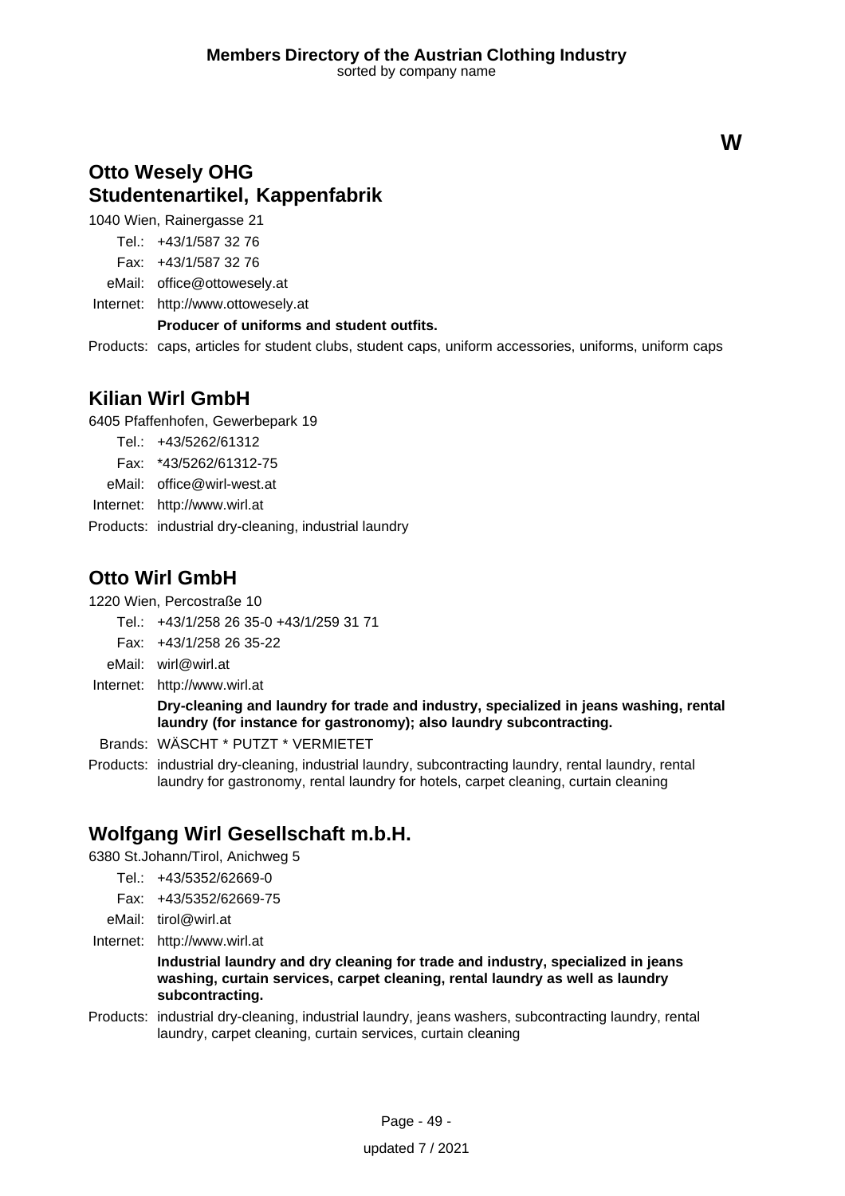W

## Otto Wesely OHG
## Studentenartikel, Kappenfabrik

1040 Wien, Rainergasse 21

Tel.: +43/1/587 32 76
Fax: +43/1/587 32 76
eMail: office@ottowesely.at
Internet: http://www.ottowesely.at

**Producer of uniforms and student outfits.**

Products: caps, articles for student clubs, student caps, uniform accessories, uniforms, uniform caps

## Kilian Wirl GmbH

6405 Pfaffenhofen, Gewerbepark 19

Tel.: +43/5262/61312
Fax: *43/5262/61312-75
eMail: office@wirl-west.at
Internet: http://www.wirl.at
Products: industrial dry-cleaning, industrial laundry

## Otto Wirl GmbH

1220 Wien, Percostraße 10

Tel.: +43/1/258 26 35-0 +43/1/259 31 71
Fax: +43/1/258 26 35-22
eMail: wirl@wirl.at
Internet: http://www.wirl.at

**Dry-cleaning and laundry for trade and industry, specialized in jeans washing, rental laundry (for instance for gastronomy); also laundry subcontracting.**

Brands: WÄSCHT * PUTZT * VERMIETET

Products: industrial dry-cleaning, industrial laundry, subcontracting laundry, rental laundry, rental laundry for gastronomy, rental laundry for hotels, carpet cleaning, curtain cleaning

## Wolfgang Wirl Gesellschaft m.b.H.

6380 St.Johann/Tirol, Anichweg 5

Tel.: +43/5352/62669-0
Fax: +43/5352/62669-75
eMail: tirol@wirl.at
Internet: http://www.wirl.at

**Industrial laundry and dry cleaning for trade and industry, specialized in jeans washing, curtain services, carpet cleaning, rental laundry as well as laundry subcontracting.**

Products: industrial dry-cleaning, industrial laundry, jeans washers, subcontracting laundry, rental laundry, carpet cleaning, curtain services, curtain cleaning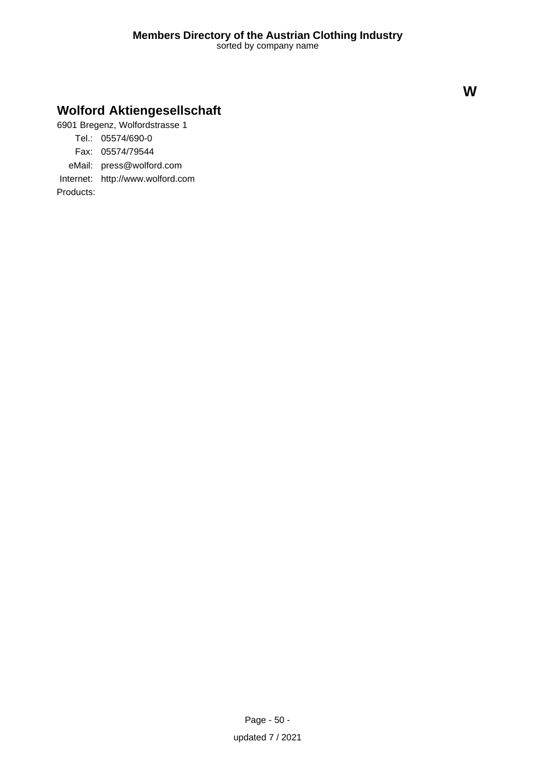**W**

## Wolford Aktiengesellschaft

6901 Bregenz, Wolfordstrasse 1

Tel.: 05574/690-0

Fax: 05574/79544

eMail: press@wolford.com

Internet: http://www.wolford.com

Products: